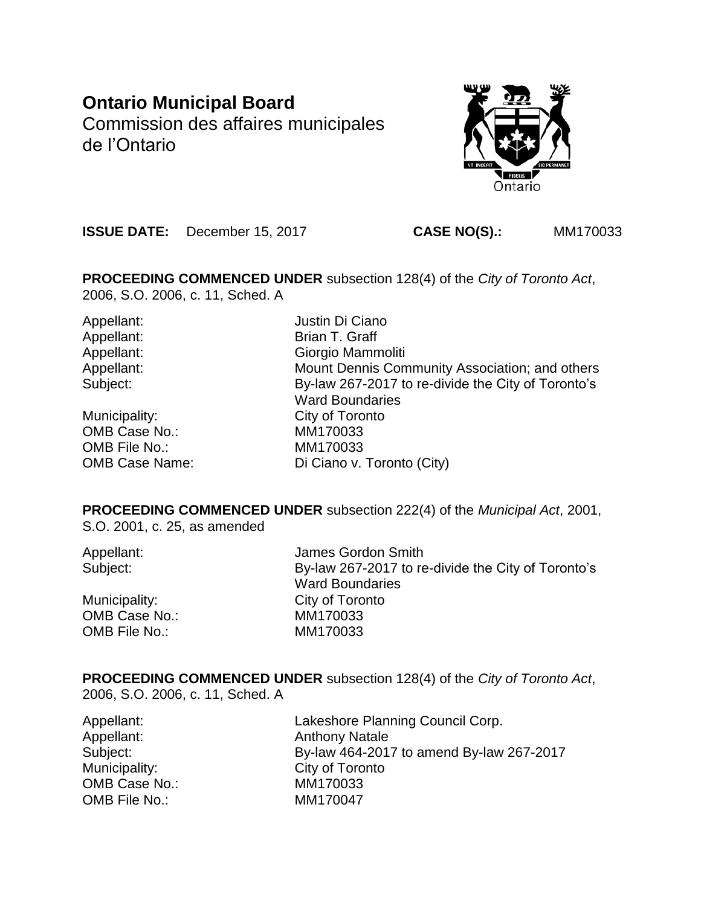# Ontario Municipal Board

Commission des affaires municipales de l'Ontario

**ISSUE DATE:** December 15, 2017 **CASE NO(S).:** MM170033

**PROCEEDING COMMENCED UNDER** subsection 128(4) of the *City of Toronto Act*, 2006, S.O. 2006, c. 11, Sched. A

| | |
|---|---|
| Appellant: | Justin Di Ciano |
| Appellant: | Brian T. Graff |
| Appellant: | Giorgio Mammoliti |
| Appellant: | Mount Dennis Community Association; and others |
| Subject: | By-law 267-2017 to re-divide the City of Toronto's Ward Boundaries |
| Municipality: | City of Toronto |
| OMB Case No.: | MM170033 |
| OMB File No.: | MM170033 |
| OMB Case Name: | Di Ciano v. Toronto (City) |

**PROCEEDING COMMENCED UNDER** subsection 222(4) of the *Municipal Act*, 2001, S.O. 2001, c. 25, as amended

| | |
|---|---|
| Appellant: | James Gordon Smith |
| Subject: | By-law 267-2017 to re-divide the City of Toronto's Ward Boundaries |
| Municipality: | City of Toronto |
| OMB Case No.: | MM170033 |
| OMB File No.: | MM170033 |

**PROCEEDING COMMENCED UNDER** subsection 128(4) of the *City of Toronto Act*, 2006, S.O. 2006, c. 11, Sched. A

| | |
|---|---|
| Appellant: | Lakeshore Planning Council Corp. |
| Appellant: | Anthony Natale |
| Subject: | By-law 464-2017 to amend By-law 267-2017 |
| Municipality: | City of Toronto |
| OMB Case No.: | MM170033 |
| OMB File No.: | MM170047 |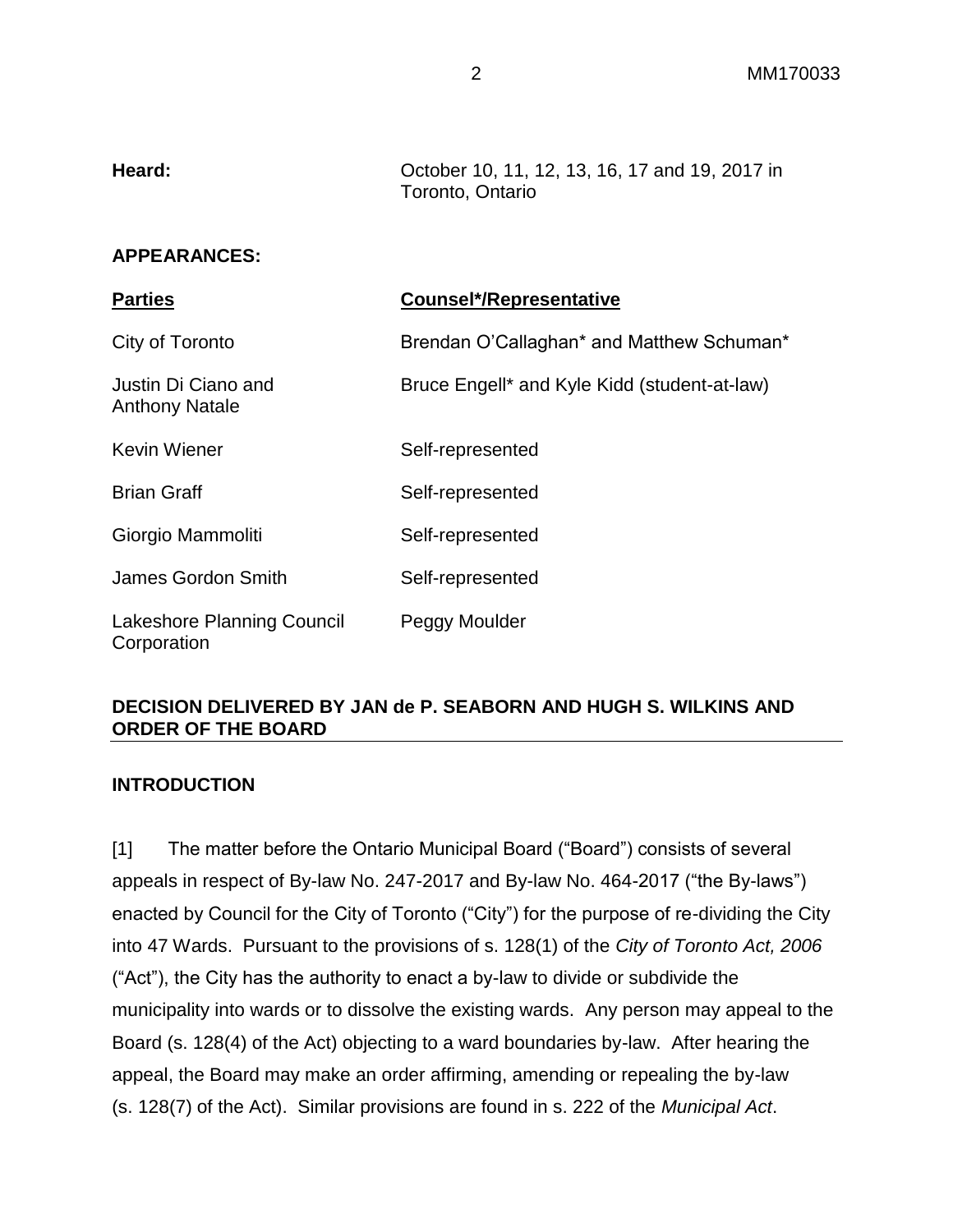**Heard:** October 10, 11, 12, 13, 16, 17 and 19, 2017 in Toronto, Ontario

**APPEARANCES:**

| Parties | Counsel*/Representative |
|---|---|
| City of Toronto | Brendan O'Callaghan* and Matthew Schuman* |
| Justin Di Ciano and Anthony Natale | Bruce Engell* and Kyle Kidd (student-at-law) |
| Kevin Wiener | Self-represented |
| Brian Graff | Self-represented |
| Giorgio Mammoliti | Self-represented |
| James Gordon Smith | Self-represented |
| Lakeshore Planning Council Corporation | Peggy Moulder |

## DECISION DELIVERED BY JAN de P. SEABORN AND HUGH S. WILKINS AND ORDER OF THE BOARD

## INTRODUCTION

[1] The matter before the Ontario Municipal Board ("Board") consists of several appeals in respect of By-law No. 247-2017 and By-law No. 464-2017 ("the By-laws") enacted by Council for the City of Toronto ("City") for the purpose of re-dividing the City into 47 Wards. Pursuant to the provisions of s. 128(1) of the *City of Toronto Act, 2006* ("Act"), the City has the authority to enact a by-law to divide or subdivide the municipality into wards or to dissolve the existing wards. Any person may appeal to the Board (s. 128(4) of the Act) objecting to a ward boundaries by-law. After hearing the appeal, the Board may make an order affirming, amending or repealing the by-law (s. 128(7) of the Act). Similar provisions are found in s. 222 of the *Municipal Act*.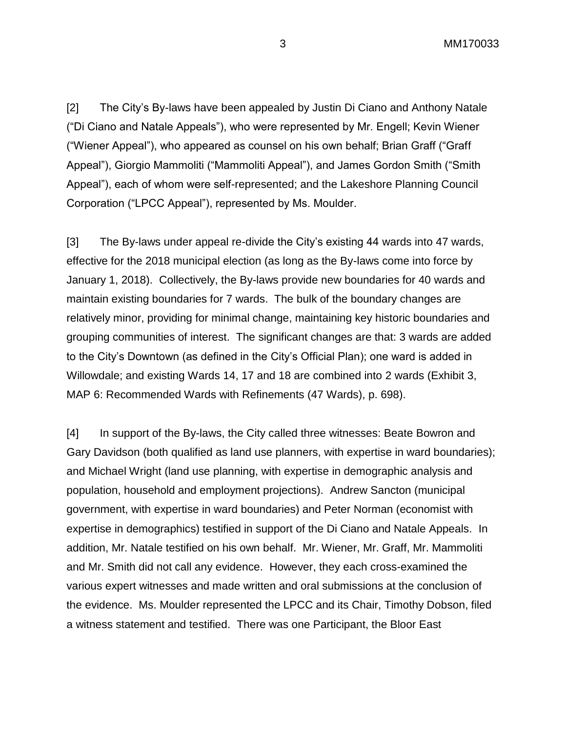[2] The City's By-laws have been appealed by Justin Di Ciano and Anthony Natale ("Di Ciano and Natale Appeals"), who were represented by Mr. Engell; Kevin Wiener ("Wiener Appeal"), who appeared as counsel on his own behalf; Brian Graff ("Graff Appeal"), Giorgio Mammoliti ("Mammoliti Appeal"), and James Gordon Smith ("Smith Appeal"), each of whom were self-represented; and the Lakeshore Planning Council Corporation ("LPCC Appeal"), represented by Ms. Moulder.

[3] The By-laws under appeal re-divide the City's existing 44 wards into 47 wards, effective for the 2018 municipal election (as long as the By-laws come into force by January 1, 2018). Collectively, the By-laws provide new boundaries for 40 wards and maintain existing boundaries for 7 wards. The bulk of the boundary changes are relatively minor, providing for minimal change, maintaining key historic boundaries and grouping communities of interest. The significant changes are that: 3 wards are added to the City's Downtown (as defined in the City's Official Plan); one ward is added in Willowdale; and existing Wards 14, 17 and 18 are combined into 2 wards (Exhibit 3, MAP 6: Recommended Wards with Refinements (47 Wards), p. 698).

[4] In support of the By-laws, the City called three witnesses: Beate Bowron and Gary Davidson (both qualified as land use planners, with expertise in ward boundaries); and Michael Wright (land use planning, with expertise in demographic analysis and population, household and employment projections). Andrew Sancton (municipal government, with expertise in ward boundaries) and Peter Norman (economist with expertise in demographics) testified in support of the Di Ciano and Natale Appeals. In addition, Mr. Natale testified on his own behalf. Mr. Wiener, Mr. Graff, Mr. Mammoliti and Mr. Smith did not call any evidence. However, they each cross-examined the various expert witnesses and made written and oral submissions at the conclusion of the evidence. Ms. Moulder represented the LPCC and its Chair, Timothy Dobson, filed a witness statement and testified. There was one Participant, the Bloor East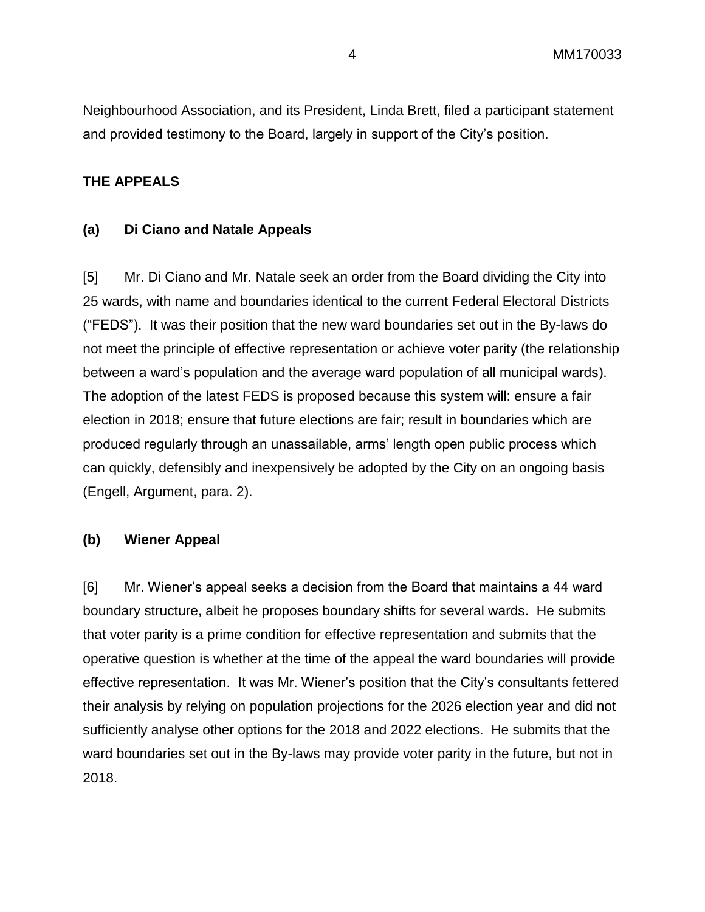Neighbourhood Association, and its President, Linda Brett, filed a participant statement and provided testimony to the Board, largely in support of the City's position.

**THE APPEALS**

**(a) Di Ciano and Natale Appeals**

[5] Mr. Di Ciano and Mr. Natale seek an order from the Board dividing the City into 25 wards, with name and boundaries identical to the current Federal Electoral Districts ("FEDS"). It was their position that the new ward boundaries set out in the By-laws do not meet the principle of effective representation or achieve voter parity (the relationship between a ward's population and the average ward population of all municipal wards). The adoption of the latest FEDS is proposed because this system will: ensure a fair election in 2018; ensure that future elections are fair; result in boundaries which are produced regularly through an unassailable, arms' length open public process which can quickly, defensibly and inexpensively be adopted by the City on an ongoing basis (Engell, Argument, para. 2).

**(b) Wiener Appeal**

[6] Mr. Wiener's appeal seeks a decision from the Board that maintains a 44 ward boundary structure, albeit he proposes boundary shifts for several wards. He submits that voter parity is a prime condition for effective representation and submits that the operative question is whether at the time of the appeal the ward boundaries will provide effective representation. It was Mr. Wiener's position that the City's consultants fettered their analysis by relying on population projections for the 2026 election year and did not sufficiently analyse other options for the 2018 and 2022 elections. He submits that the ward boundaries set out in the By-laws may provide voter parity in the future, but not in 2018.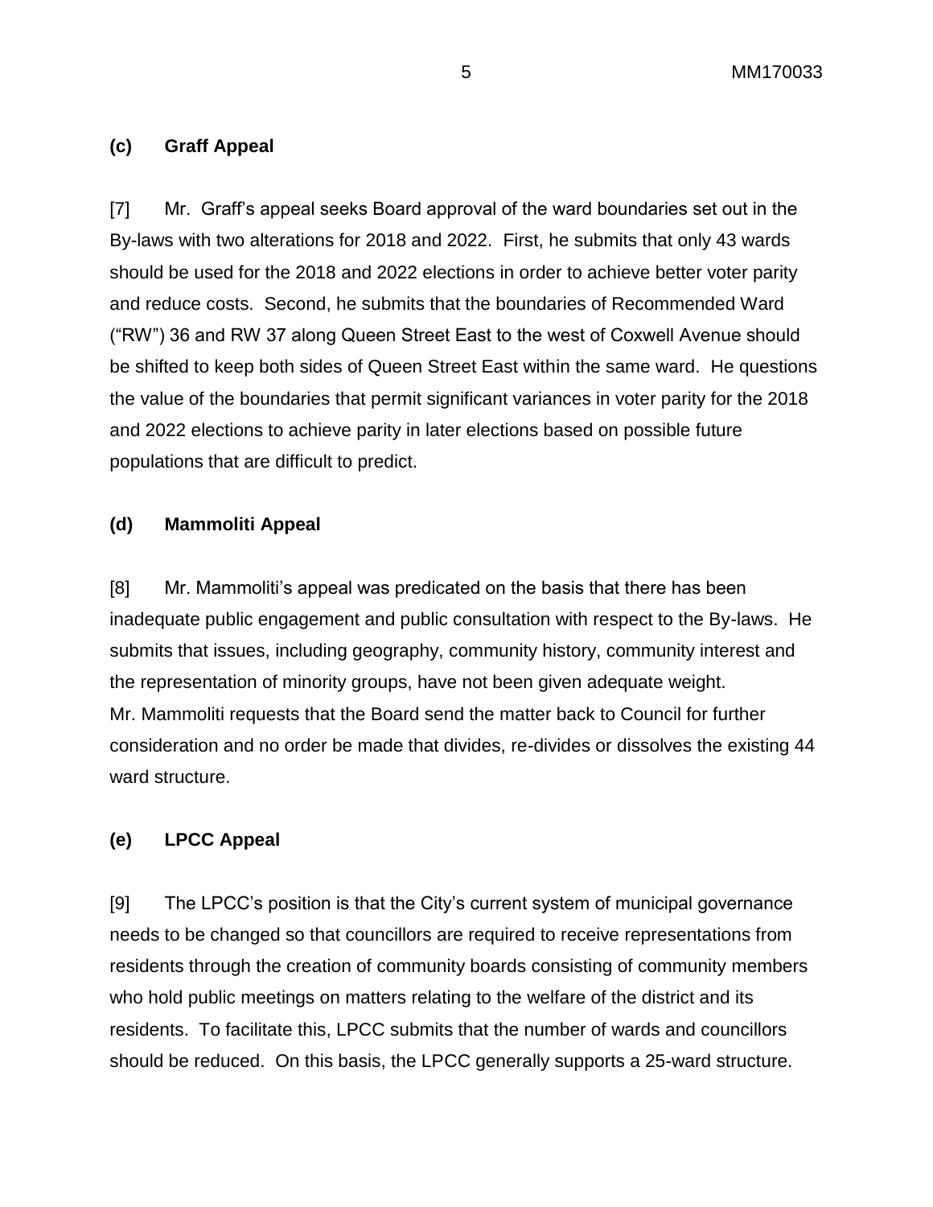### (c) Graff Appeal

[7] Mr. Graff's appeal seeks Board approval of the ward boundaries set out in the By-laws with two alterations for 2018 and 2022. First, he submits that only 43 wards should be used for the 2018 and 2022 elections in order to achieve better voter parity and reduce costs. Second, he submits that the boundaries of Recommended Ward ("RW") 36 and RW 37 along Queen Street East to the west of Coxwell Avenue should be shifted to keep both sides of Queen Street East within the same ward. He questions the value of the boundaries that permit significant variances in voter parity for the 2018 and 2022 elections to achieve parity in later elections based on possible future populations that are difficult to predict.

### (d) Mammoliti Appeal

[8] Mr. Mammoliti's appeal was predicated on the basis that there has been inadequate public engagement and public consultation with respect to the By-laws. He submits that issues, including geography, community history, community interest and the representation of minority groups, have not been given adequate weight. Mr. Mammoliti requests that the Board send the matter back to Council for further consideration and no order be made that divides, re-divides or dissolves the existing 44 ward structure.

### (e) LPCC Appeal

[9] The LPCC's position is that the City's current system of municipal governance needs to be changed so that councillors are required to receive representations from residents through the creation of community boards consisting of community members who hold public meetings on matters relating to the welfare of the district and its residents. To facilitate this, LPCC submits that the number of wards and councillors should be reduced. On this basis, the LPCC generally supports a 25-ward structure.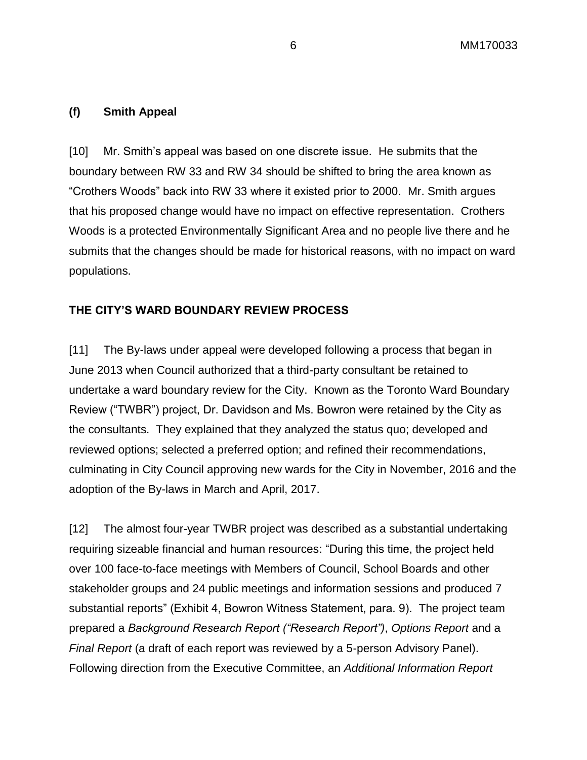### (f) Smith Appeal

[10] Mr. Smith's appeal was based on one discrete issue. He submits that the boundary between RW 33 and RW 34 should be shifted to bring the area known as "Crothers Woods" back into RW 33 where it existed prior to 2000. Mr. Smith argues that his proposed change would have no impact on effective representation. Crothers Woods is a protected Environmentally Significant Area and no people live there and he submits that the changes should be made for historical reasons, with no impact on ward populations.

## THE CITY'S WARD BOUNDARY REVIEW PROCESS

[11] The By-laws under appeal were developed following a process that began in June 2013 when Council authorized that a third-party consultant be retained to undertake a ward boundary review for the City. Known as the Toronto Ward Boundary Review ("TWBR") project, Dr. Davidson and Ms. Bowron were retained by the City as the consultants. They explained that they analyzed the status quo; developed and reviewed options; selected a preferred option; and refined their recommendations, culminating in City Council approving new wards for the City in November, 2016 and the adoption of the By-laws in March and April, 2017.

[12] The almost four-year TWBR project was described as a substantial undertaking requiring sizeable financial and human resources: "During this time, the project held over 100 face-to-face meetings with Members of Council, School Boards and other stakeholder groups and 24 public meetings and information sessions and produced 7 substantial reports" (Exhibit 4, Bowron Witness Statement, para. 9). The project team prepared a *Background Research Report ("Research Report")*, *Options Report* and a *Final Report* (a draft of each report was reviewed by a 5-person Advisory Panel). Following direction from the Executive Committee, an *Additional Information Report*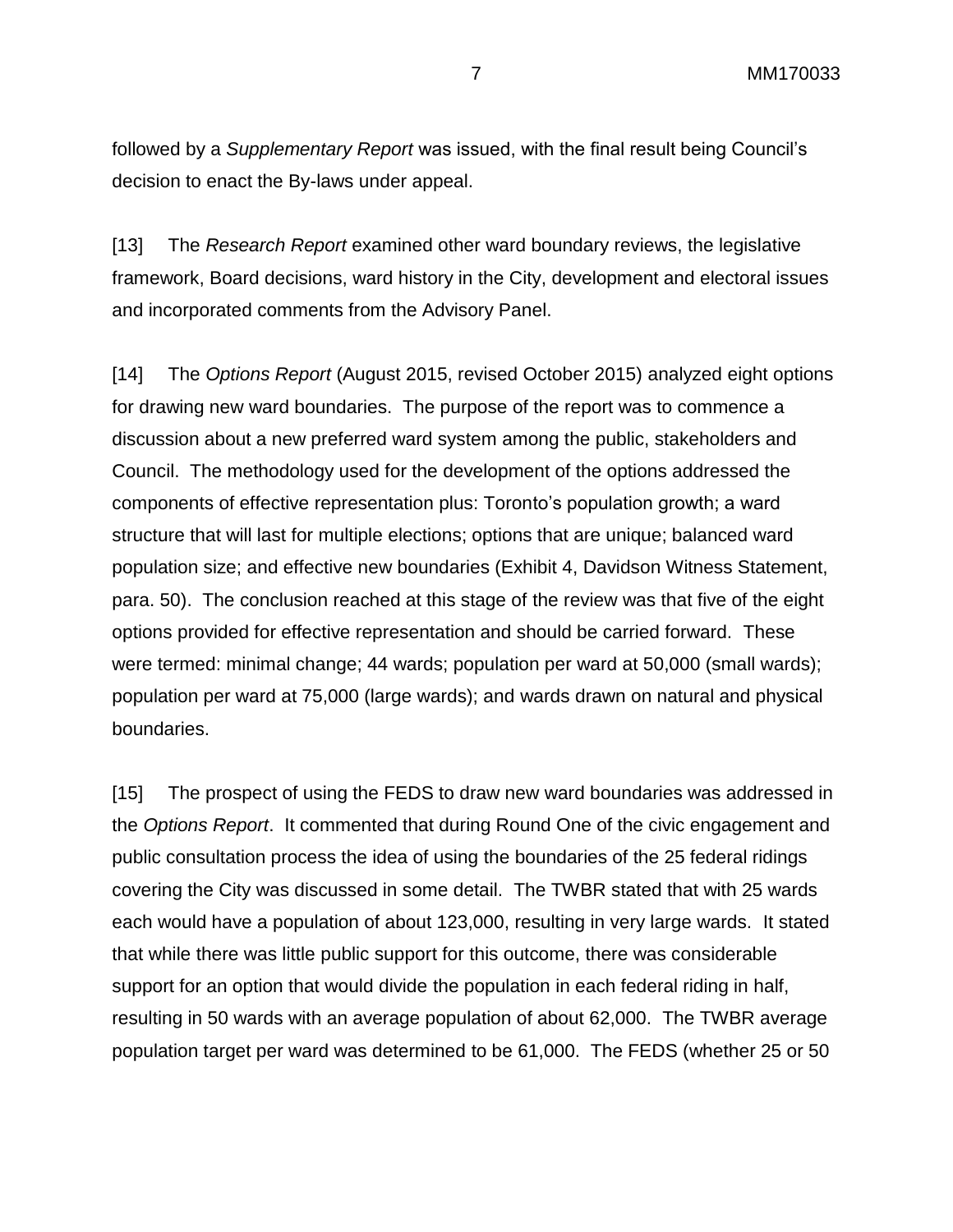followed by a *Supplementary Report* was issued, with the final result being Council's decision to enact the By-laws under appeal.

[13] The *Research Report* examined other ward boundary reviews, the legislative framework, Board decisions, ward history in the City, development and electoral issues and incorporated comments from the Advisory Panel.

[14] The *Options Report* (August 2015, revised October 2015) analyzed eight options for drawing new ward boundaries. The purpose of the report was to commence a discussion about a new preferred ward system among the public, stakeholders and Council. The methodology used for the development of the options addressed the components of effective representation plus: Toronto's population growth; a ward structure that will last for multiple elections; options that are unique; balanced ward population size; and effective new boundaries (Exhibit 4, Davidson Witness Statement, para. 50). The conclusion reached at this stage of the review was that five of the eight options provided for effective representation and should be carried forward. These were termed: minimal change; 44 wards; population per ward at 50,000 (small wards); population per ward at 75,000 (large wards); and wards drawn on natural and physical boundaries.

[15] The prospect of using the FEDS to draw new ward boundaries was addressed in the *Options Report*. It commented that during Round One of the civic engagement and public consultation process the idea of using the boundaries of the 25 federal ridings covering the City was discussed in some detail. The TWBR stated that with 25 wards each would have a population of about 123,000, resulting in very large wards. It stated that while there was little public support for this outcome, there was considerable support for an option that would divide the population in each federal riding in half, resulting in 50 wards with an average population of about 62,000. The TWBR average population target per ward was determined to be 61,000. The FEDS (whether 25 or 50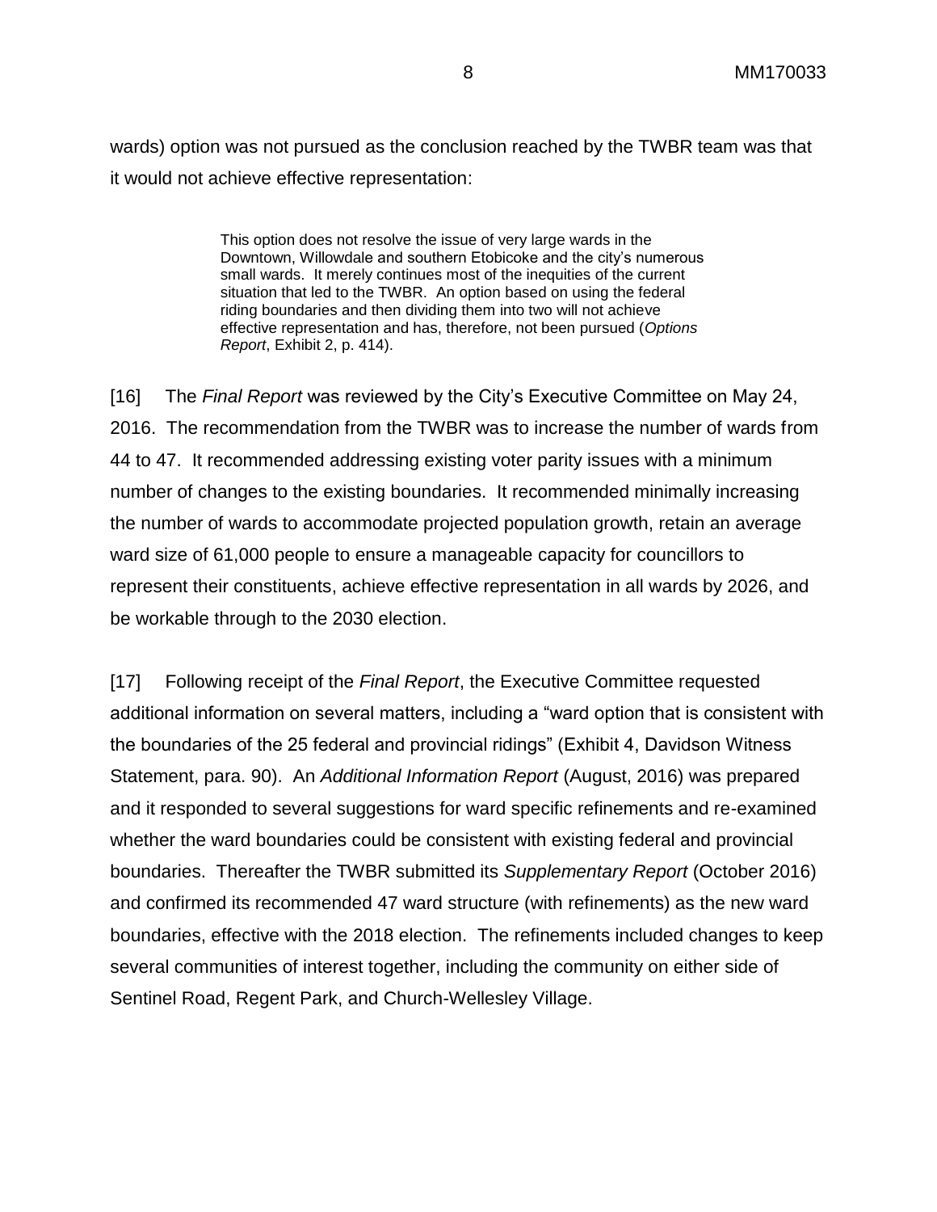wards) option was not pursued as the conclusion reached by the TWBR team was that it would not achieve effective representation:

> This option does not resolve the issue of very large wards in the Downtown, Willowdale and southern Etobicoke and the city's numerous small wards. It merely continues most of the inequities of the current situation that led to the TWBR. An option based on using the federal riding boundaries and then dividing them into two will not achieve effective representation and has, therefore, not been pursued (*Options Report*, Exhibit 2, p. 414).

[16] The *Final Report* was reviewed by the City's Executive Committee on May 24, 2016. The recommendation from the TWBR was to increase the number of wards from 44 to 47. It recommended addressing existing voter parity issues with a minimum number of changes to the existing boundaries. It recommended minimally increasing the number of wards to accommodate projected population growth, retain an average ward size of 61,000 people to ensure a manageable capacity for councillors to represent their constituents, achieve effective representation in all wards by 2026, and be workable through to the 2030 election.

[17] Following receipt of the *Final Report*, the Executive Committee requested additional information on several matters, including a "ward option that is consistent with the boundaries of the 25 federal and provincial ridings" (Exhibit 4, Davidson Witness Statement, para. 90). An *Additional Information Report* (August, 2016) was prepared and it responded to several suggestions for ward specific refinements and re-examined whether the ward boundaries could be consistent with existing federal and provincial boundaries. Thereafter the TWBR submitted its *Supplementary Report* (October 2016) and confirmed its recommended 47 ward structure (with refinements) as the new ward boundaries, effective with the 2018 election. The refinements included changes to keep several communities of interest together, including the community on either side of Sentinel Road, Regent Park, and Church-Wellesley Village.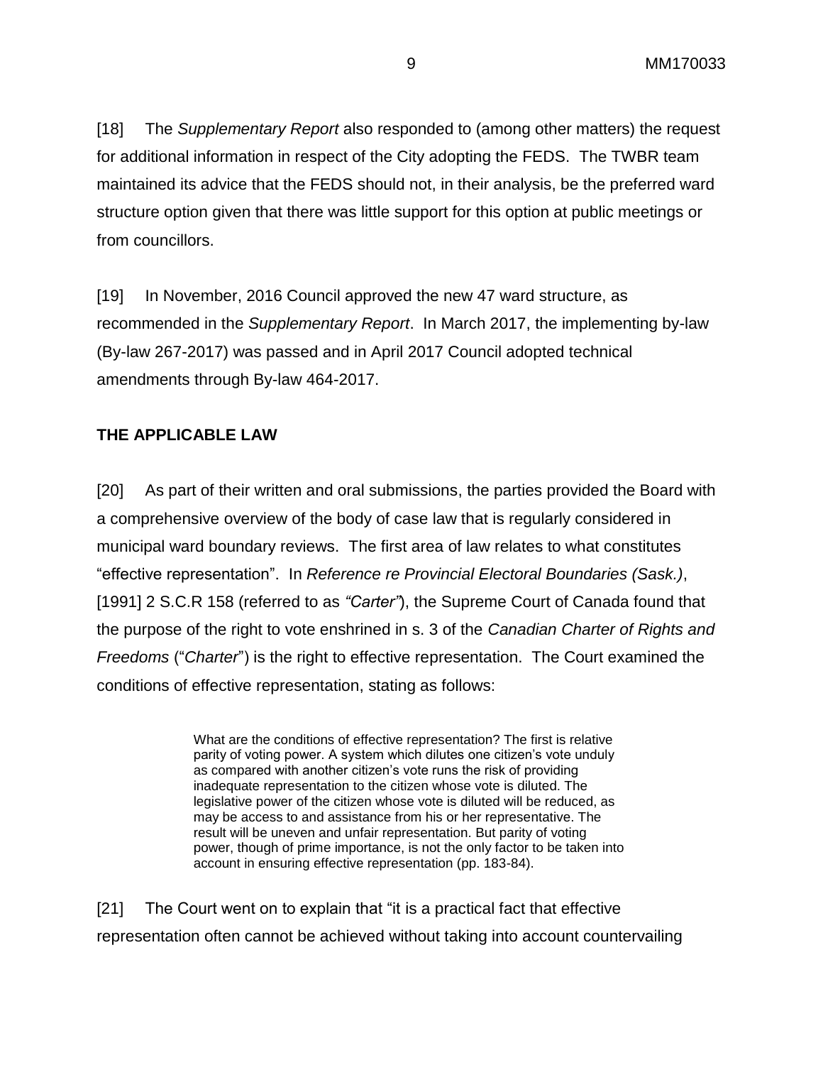[18] The *Supplementary Report* also responded to (among other matters) the request for additional information in respect of the City adopting the FEDS. The TWBR team maintained its advice that the FEDS should not, in their analysis, be the preferred ward structure option given that there was little support for this option at public meetings or from councillors.

[19] In November, 2016 Council approved the new 47 ward structure, as recommended in the *Supplementary Report*. In March 2017, the implementing by-law (By-law 267-2017) was passed and in April 2017 Council adopted technical amendments through By-law 464-2017.

**THE APPLICABLE LAW**

[20] As part of their written and oral submissions, the parties provided the Board with a comprehensive overview of the body of case law that is regularly considered in municipal ward boundary reviews. The first area of law relates to what constitutes "effective representation". In *Reference re Provincial Electoral Boundaries (Sask.)*, [1991] 2 S.C.R 158 (referred to as *"Carter"*), the Supreme Court of Canada found that the purpose of the right to vote enshrined in s. 3 of the *Canadian Charter of Rights and Freedoms* ("*Charter*") is the right to effective representation. The Court examined the conditions of effective representation, stating as follows:

> What are the conditions of effective representation? The first is relative parity of voting power. A system which dilutes one citizen's vote unduly as compared with another citizen's vote runs the risk of providing inadequate representation to the citizen whose vote is diluted. The legislative power of the citizen whose vote is diluted will be reduced, as may be access to and assistance from his or her representative. The result will be uneven and unfair representation. But parity of voting power, though of prime importance, is not the only factor to be taken into account in ensuring effective representation (pp. 183-84).

[21] The Court went on to explain that "it is a practical fact that effective representation often cannot be achieved without taking into account countervailing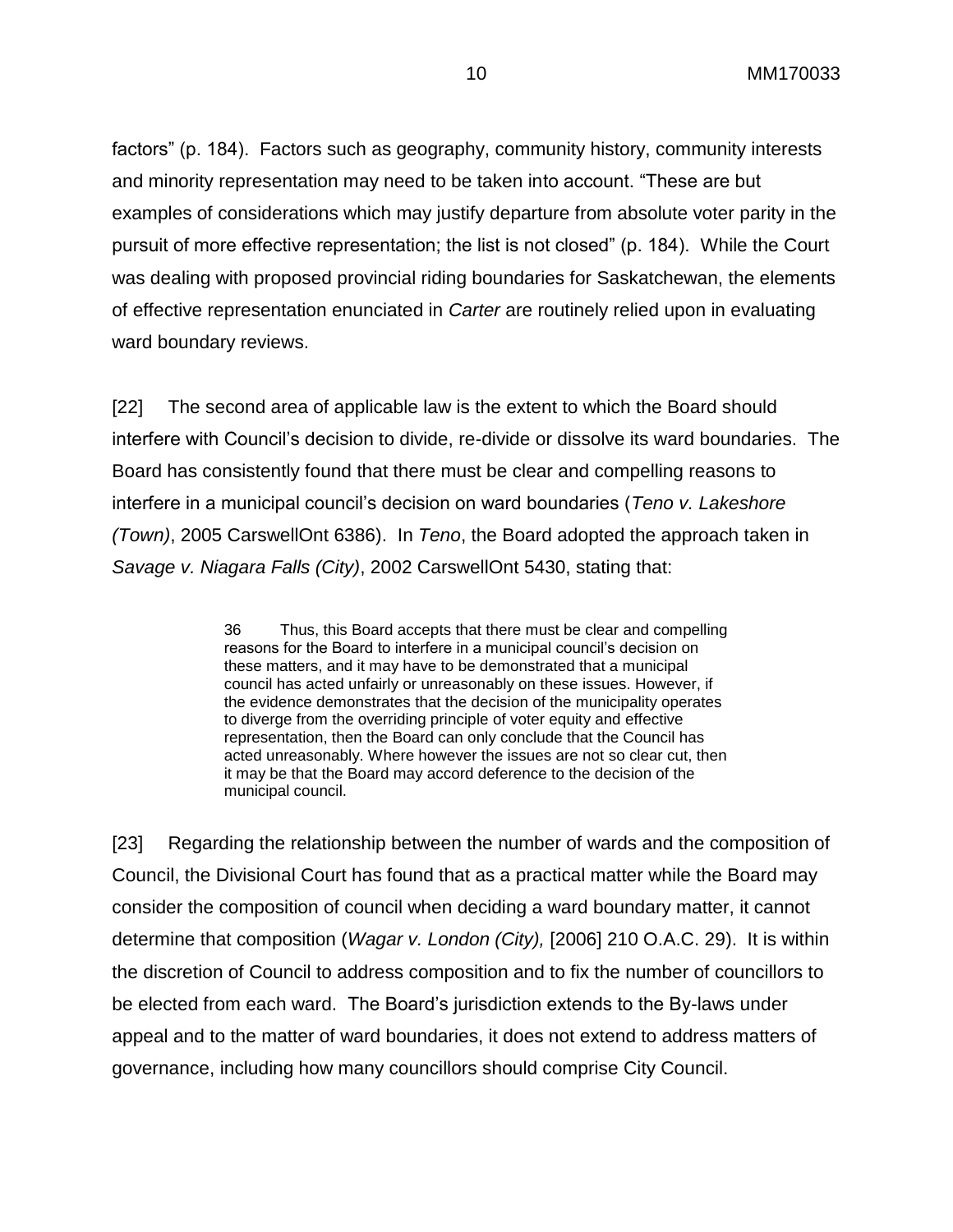factors" (p. 184). Factors such as geography, community history, community interests and minority representation may need to be taken into account. "These are but examples of considerations which may justify departure from absolute voter parity in the pursuit of more effective representation; the list is not closed" (p. 184). While the Court was dealing with proposed provincial riding boundaries for Saskatchewan, the elements of effective representation enunciated in *Carter* are routinely relied upon in evaluating ward boundary reviews.

[22] The second area of applicable law is the extent to which the Board should interfere with Council's decision to divide, re-divide or dissolve its ward boundaries. The Board has consistently found that there must be clear and compelling reasons to interfere in a municipal council's decision on ward boundaries (*Teno v. Lakeshore (Town)*, 2005 CarswellOnt 6386). In *Teno*, the Board adopted the approach taken in *Savage v. Niagara Falls (City)*, 2002 CarswellOnt 5430, stating that:

> 36 Thus, this Board accepts that there must be clear and compelling reasons for the Board to interfere in a municipal council's decision on these matters, and it may have to be demonstrated that a municipal council has acted unfairly or unreasonably on these issues. However, if the evidence demonstrates that the decision of the municipality operates to diverge from the overriding principle of voter equity and effective representation, then the Board can only conclude that the Council has acted unreasonably. Where however the issues are not so clear cut, then it may be that the Board may accord deference to the decision of the municipal council.

[23] Regarding the relationship between the number of wards and the composition of Council, the Divisional Court has found that as a practical matter while the Board may consider the composition of council when deciding a ward boundary matter, it cannot determine that composition (*Wagar v. London (City),* [2006] 210 O.A.C. 29). It is within the discretion of Council to address composition and to fix the number of councillors to be elected from each ward. The Board's jurisdiction extends to the By-laws under appeal and to the matter of ward boundaries, it does not extend to address matters of governance, including how many councillors should comprise City Council.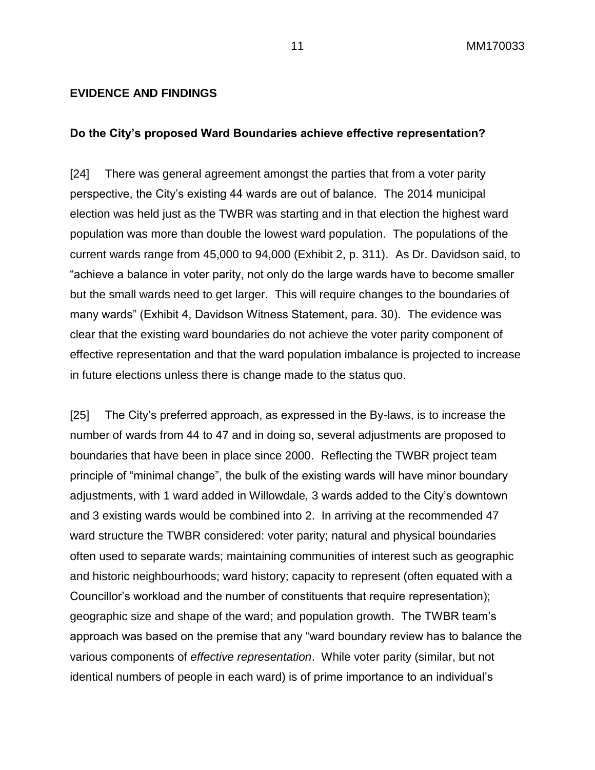## EVIDENCE AND FINDINGS

### Do the City's proposed Ward Boundaries achieve effective representation?

[24] There was general agreement amongst the parties that from a voter parity perspective, the City's existing 44 wards are out of balance. The 2014 municipal election was held just as the TWBR was starting and in that election the highest ward population was more than double the lowest ward population. The populations of the current wards range from 45,000 to 94,000 (Exhibit 2, p. 311). As Dr. Davidson said, to "achieve a balance in voter parity, not only do the large wards have to become smaller but the small wards need to get larger. This will require changes to the boundaries of many wards" (Exhibit 4, Davidson Witness Statement, para. 30). The evidence was clear that the existing ward boundaries do not achieve the voter parity component of effective representation and that the ward population imbalance is projected to increase in future elections unless there is change made to the status quo.

[25] The City's preferred approach, as expressed in the By-laws, is to increase the number of wards from 44 to 47 and in doing so, several adjustments are proposed to boundaries that have been in place since 2000. Reflecting the TWBR project team principle of "minimal change", the bulk of the existing wards will have minor boundary adjustments, with 1 ward added in Willowdale, 3 wards added to the City's downtown and 3 existing wards would be combined into 2. In arriving at the recommended 47 ward structure the TWBR considered: voter parity; natural and physical boundaries often used to separate wards; maintaining communities of interest such as geographic and historic neighbourhoods; ward history; capacity to represent (often equated with a Councillor's workload and the number of constituents that require representation); geographic size and shape of the ward; and population growth. The TWBR team's approach was based on the premise that any "ward boundary review has to balance the various components of *effective representation*. While voter parity (similar, but not identical numbers of people in each ward) is of prime importance to an individual's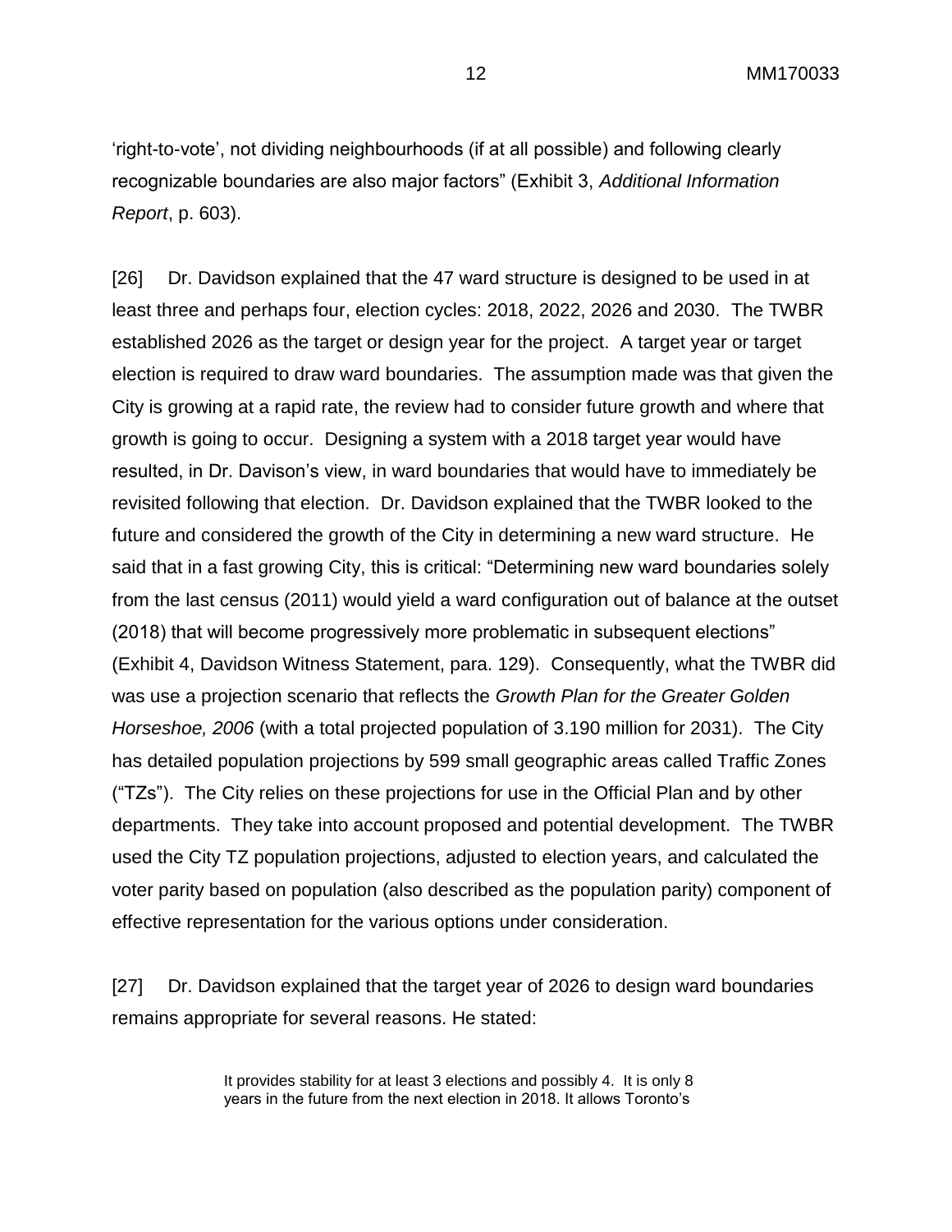'right-to-vote', not dividing neighbourhoods (if at all possible) and following clearly recognizable boundaries are also major factors" (Exhibit 3, *Additional Information Report*, p. 603).

[26] Dr. Davidson explained that the 47 ward structure is designed to be used in at least three and perhaps four, election cycles: 2018, 2022, 2026 and 2030. The TWBR established 2026 as the target or design year for the project. A target year or target election is required to draw ward boundaries. The assumption made was that given the City is growing at a rapid rate, the review had to consider future growth and where that growth is going to occur. Designing a system with a 2018 target year would have resulted, in Dr. Davison's view, in ward boundaries that would have to immediately be revisited following that election. Dr. Davidson explained that the TWBR looked to the future and considered the growth of the City in determining a new ward structure. He said that in a fast growing City, this is critical: "Determining new ward boundaries solely from the last census (2011) would yield a ward configuration out of balance at the outset (2018) that will become progressively more problematic in subsequent elections" (Exhibit 4, Davidson Witness Statement, para. 129). Consequently, what the TWBR did was use a projection scenario that reflects the *Growth Plan for the Greater Golden Horseshoe, 2006* (with a total projected population of 3.190 million for 2031). The City has detailed population projections by 599 small geographic areas called Traffic Zones ("TZs"). The City relies on these projections for use in the Official Plan and by other departments. They take into account proposed and potential development. The TWBR used the City TZ population projections, adjusted to election years, and calculated the voter parity based on population (also described as the population parity) component of effective representation for the various options under consideration.

[27] Dr. Davidson explained that the target year of 2026 to design ward boundaries remains appropriate for several reasons. He stated:

> It provides stability for at least 3 elections and possibly 4. It is only 8 years in the future from the next election in 2018. It allows Toronto's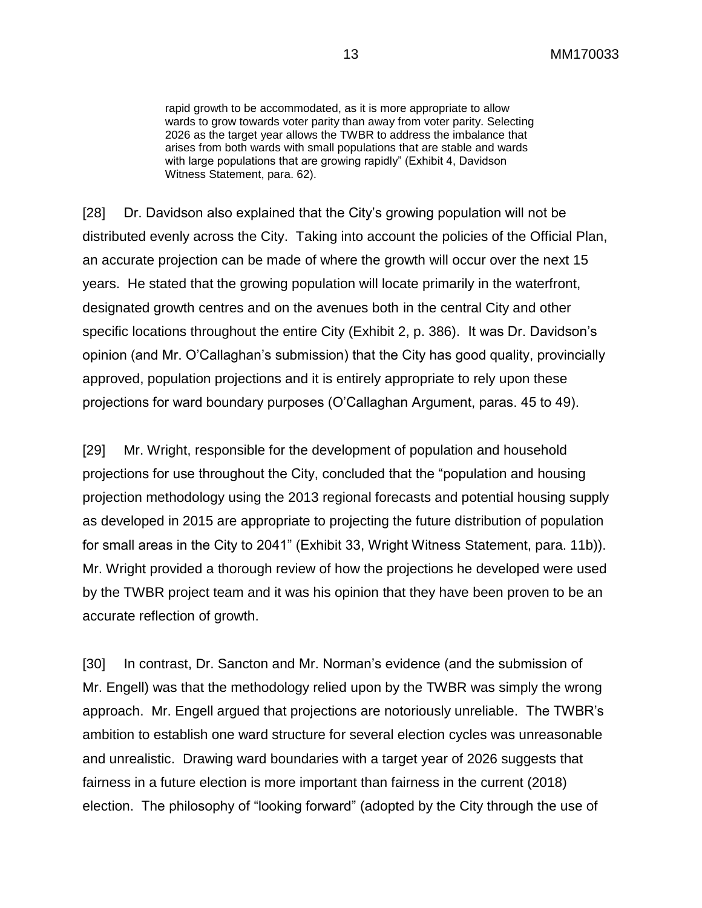> rapid growth to be accommodated, as it is more appropriate to allow wards to grow towards voter parity than away from voter parity. Selecting 2026 as the target year allows the TWBR to address the imbalance that arises from both wards with small populations that are stable and wards with large populations that are growing rapidly" (Exhibit 4, Davidson Witness Statement, para. 62).

[28] Dr. Davidson also explained that the City's growing population will not be distributed evenly across the City. Taking into account the policies of the Official Plan, an accurate projection can be made of where the growth will occur over the next 15 years. He stated that the growing population will locate primarily in the waterfront, designated growth centres and on the avenues both in the central City and other specific locations throughout the entire City (Exhibit 2, p. 386). It was Dr. Davidson's opinion (and Mr. O'Callaghan's submission) that the City has good quality, provincially approved, population projections and it is entirely appropriate to rely upon these projections for ward boundary purposes (O'Callaghan Argument, paras. 45 to 49).

[29] Mr. Wright, responsible for the development of population and household projections for use throughout the City, concluded that the "population and housing projection methodology using the 2013 regional forecasts and potential housing supply as developed in 2015 are appropriate to projecting the future distribution of population for small areas in the City to 2041" (Exhibit 33, Wright Witness Statement, para. 11b)). Mr. Wright provided a thorough review of how the projections he developed were used by the TWBR project team and it was his opinion that they have been proven to be an accurate reflection of growth.

[30] In contrast, Dr. Sancton and Mr. Norman's evidence (and the submission of Mr. Engell) was that the methodology relied upon by the TWBR was simply the wrong approach. Mr. Engell argued that projections are notoriously unreliable. The TWBR's ambition to establish one ward structure for several election cycles was unreasonable and unrealistic. Drawing ward boundaries with a target year of 2026 suggests that fairness in a future election is more important than fairness in the current (2018) election. The philosophy of "looking forward" (adopted by the City through the use of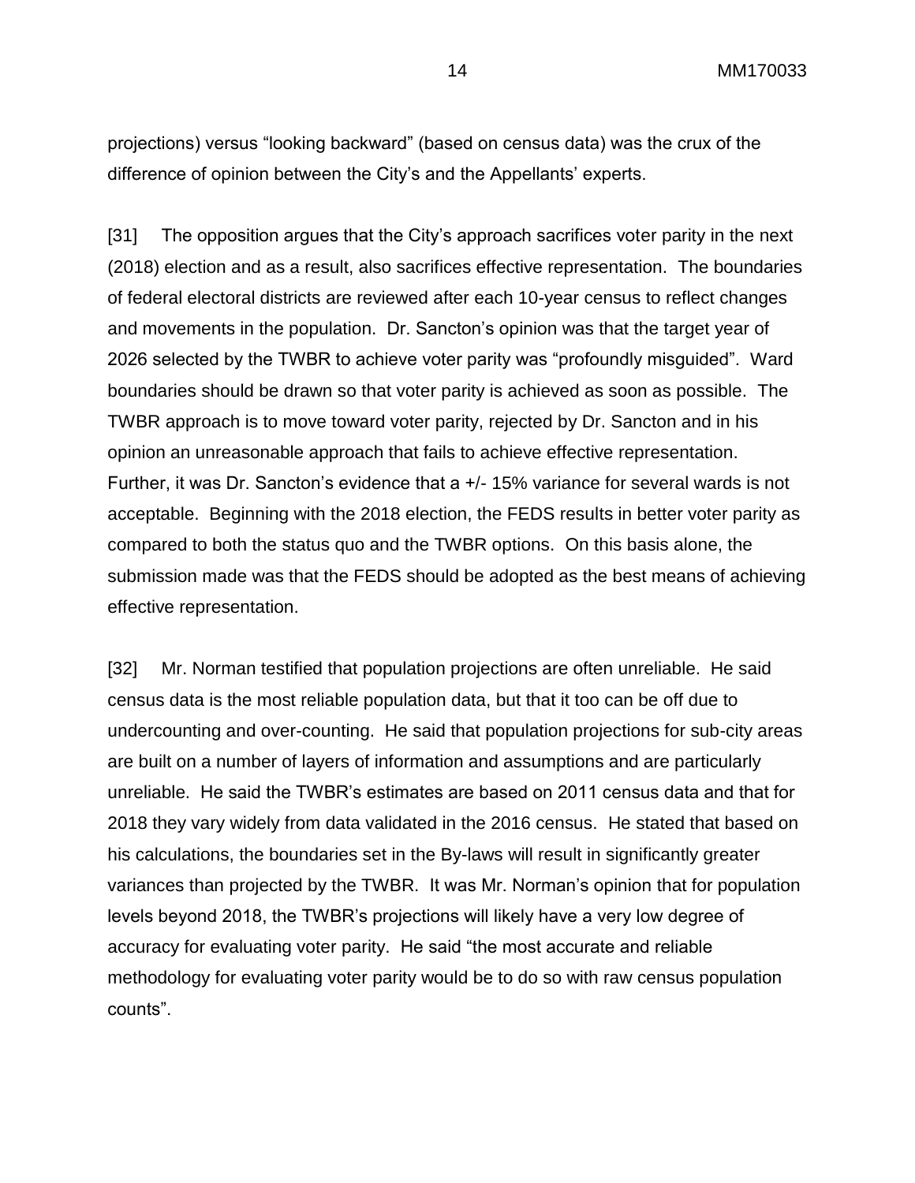projections) versus "looking backward" (based on census data) was the crux of the difference of opinion between the City's and the Appellants' experts.

[31] The opposition argues that the City's approach sacrifices voter parity in the next (2018) election and as a result, also sacrifices effective representation. The boundaries of federal electoral districts are reviewed after each 10-year census to reflect changes and movements in the population. Dr. Sancton's opinion was that the target year of 2026 selected by the TWBR to achieve voter parity was "profoundly misguided". Ward boundaries should be drawn so that voter parity is achieved as soon as possible. The TWBR approach is to move toward voter parity, rejected by Dr. Sancton and in his opinion an unreasonable approach that fails to achieve effective representation. Further, it was Dr. Sancton's evidence that a +/- 15% variance for several wards is not acceptable. Beginning with the 2018 election, the FEDS results in better voter parity as compared to both the status quo and the TWBR options. On this basis alone, the submission made was that the FEDS should be adopted as the best means of achieving effective representation.

[32] Mr. Norman testified that population projections are often unreliable. He said census data is the most reliable population data, but that it too can be off due to undercounting and over-counting. He said that population projections for sub-city areas are built on a number of layers of information and assumptions and are particularly unreliable. He said the TWBR's estimates are based on 2011 census data and that for 2018 they vary widely from data validated in the 2016 census. He stated that based on his calculations, the boundaries set in the By-laws will result in significantly greater variances than projected by the TWBR. It was Mr. Norman's opinion that for population levels beyond 2018, the TWBR's projections will likely have a very low degree of accuracy for evaluating voter parity. He said "the most accurate and reliable methodology for evaluating voter parity would be to do so with raw census population counts".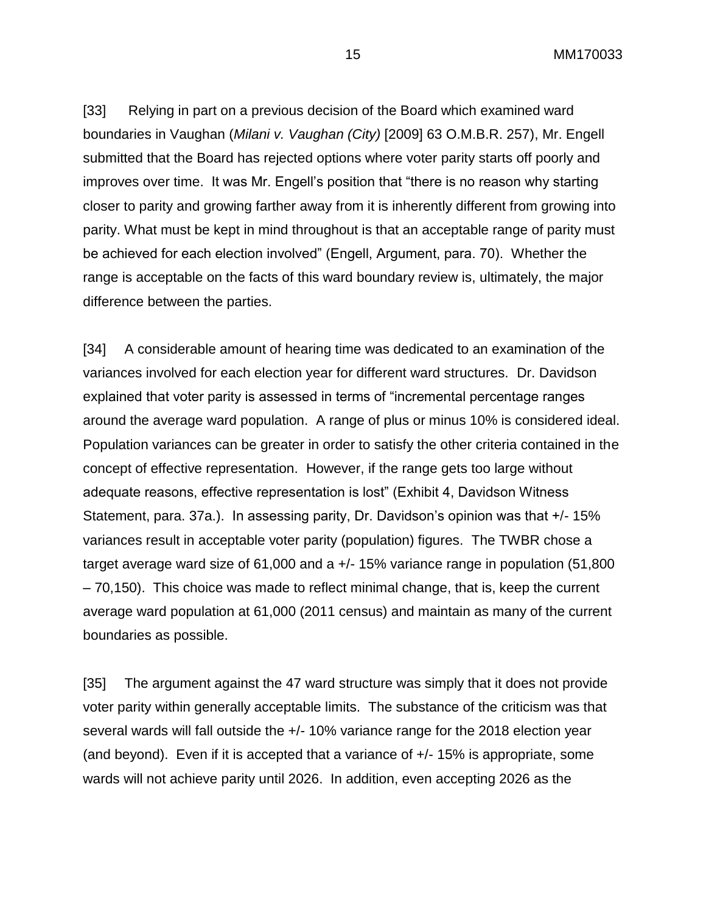[33] Relying in part on a previous decision of the Board which examined ward boundaries in Vaughan (*Milani v. Vaughan (City)* [2009] 63 O.M.B.R. 257), Mr. Engell submitted that the Board has rejected options where voter parity starts off poorly and improves over time. It was Mr. Engell's position that "there is no reason why starting closer to parity and growing farther away from it is inherently different from growing into parity. What must be kept in mind throughout is that an acceptable range of parity must be achieved for each election involved" (Engell, Argument, para. 70). Whether the range is acceptable on the facts of this ward boundary review is, ultimately, the major difference between the parties.

[34] A considerable amount of hearing time was dedicated to an examination of the variances involved for each election year for different ward structures. Dr. Davidson explained that voter parity is assessed in terms of "incremental percentage ranges around the average ward population. A range of plus or minus 10% is considered ideal. Population variances can be greater in order to satisfy the other criteria contained in the concept of effective representation. However, if the range gets too large without adequate reasons, effective representation is lost" (Exhibit 4, Davidson Witness Statement, para. 37a.). In assessing parity, Dr. Davidson's opinion was that +/- 15% variances result in acceptable voter parity (population) figures. The TWBR chose a target average ward size of 61,000 and a +/- 15% variance range in population (51,800 – 70,150). This choice was made to reflect minimal change, that is, keep the current average ward population at 61,000 (2011 census) and maintain as many of the current boundaries as possible.

[35] The argument against the 47 ward structure was simply that it does not provide voter parity within generally acceptable limits. The substance of the criticism was that several wards will fall outside the +/- 10% variance range for the 2018 election year (and beyond). Even if it is accepted that a variance of +/- 15% is appropriate, some wards will not achieve parity until 2026. In addition, even accepting 2026 as the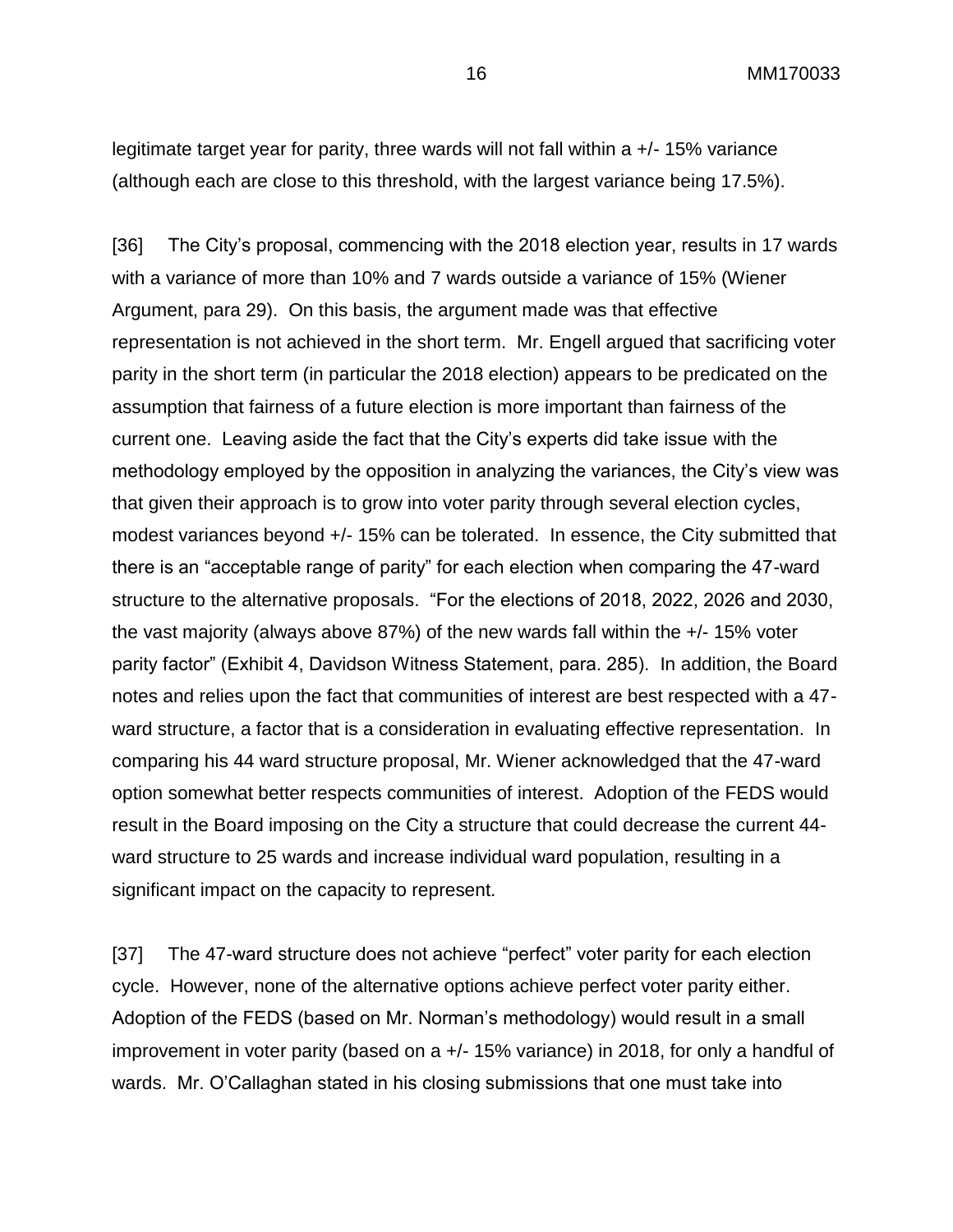legitimate target year for parity, three wards will not fall within a +/- 15% variance (although each are close to this threshold, with the largest variance being 17.5%).

[36] The City's proposal, commencing with the 2018 election year, results in 17 wards with a variance of more than 10% and 7 wards outside a variance of 15% (Wiener Argument, para 29). On this basis, the argument made was that effective representation is not achieved in the short term. Mr. Engell argued that sacrificing voter parity in the short term (in particular the 2018 election) appears to be predicated on the assumption that fairness of a future election is more important than fairness of the current one. Leaving aside the fact that the City's experts did take issue with the methodology employed by the opposition in analyzing the variances, the City's view was that given their approach is to grow into voter parity through several election cycles, modest variances beyond +/- 15% can be tolerated. In essence, the City submitted that there is an "acceptable range of parity" for each election when comparing the 47-ward structure to the alternative proposals. "For the elections of 2018, 2022, 2026 and 2030, the vast majority (always above 87%) of the new wards fall within the +/- 15% voter parity factor" (Exhibit 4, Davidson Witness Statement, para. 285). In addition, the Board notes and relies upon the fact that communities of interest are best respected with a 47-ward structure, a factor that is a consideration in evaluating effective representation. In comparing his 44 ward structure proposal, Mr. Wiener acknowledged that the 47-ward option somewhat better respects communities of interest. Adoption of the FEDS would result in the Board imposing on the City a structure that could decrease the current 44-ward structure to 25 wards and increase individual ward population, resulting in a significant impact on the capacity to represent.

[37] The 47-ward structure does not achieve "perfect" voter parity for each election cycle. However, none of the alternative options achieve perfect voter parity either. Adoption of the FEDS (based on Mr. Norman's methodology) would result in a small improvement in voter parity (based on a +/- 15% variance) in 2018, for only a handful of wards. Mr. O'Callaghan stated in his closing submissions that one must take into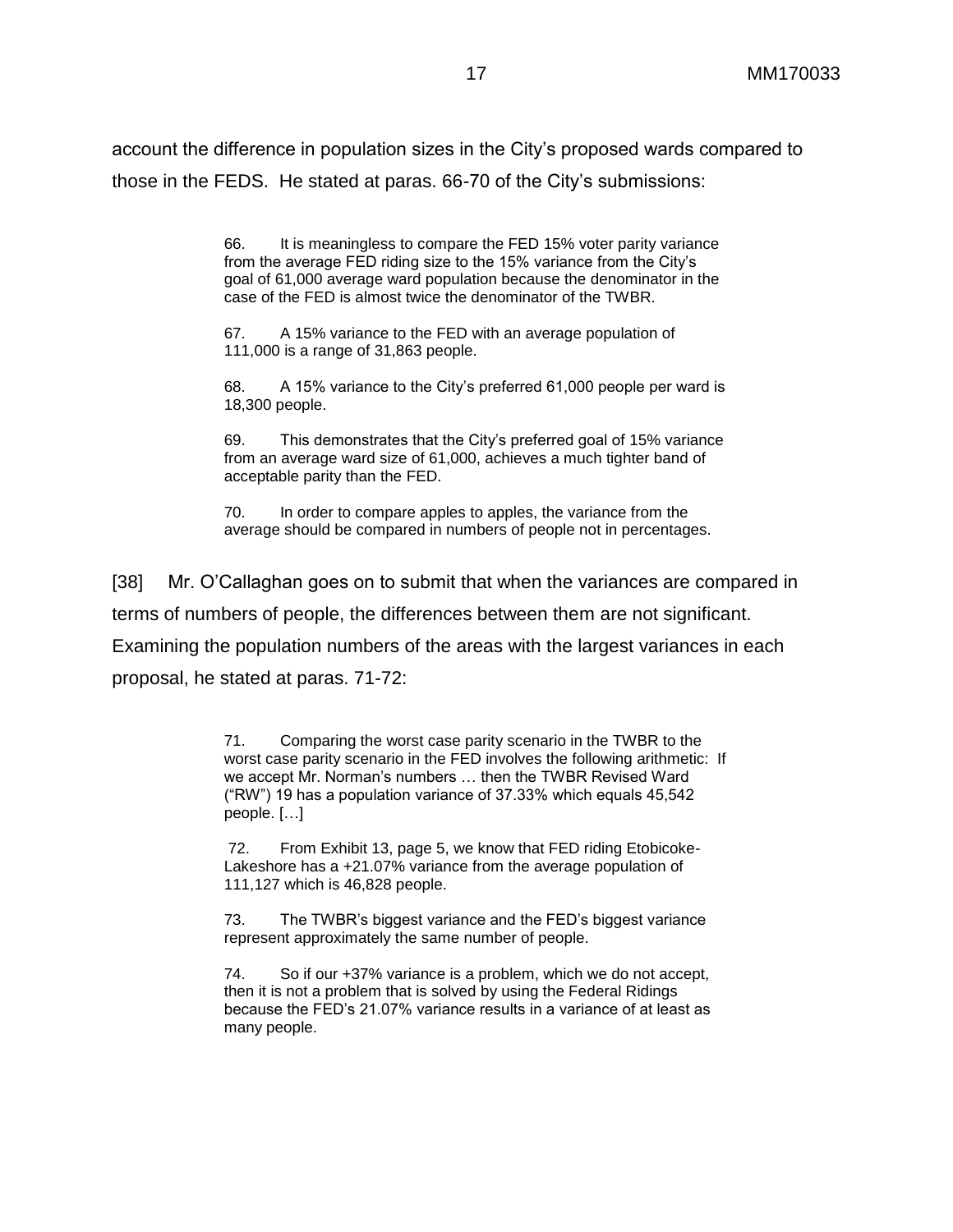account the difference in population sizes in the City's proposed wards compared to those in the FEDS. He stated at paras. 66-70 of the City's submissions:

> 66. It is meaningless to compare the FED 15% voter parity variance from the average FED riding size to the 15% variance from the City's goal of 61,000 average ward population because the denominator in the case of the FED is almost twice the denominator of the TWBR.
>
> 67. A 15% variance to the FED with an average population of 111,000 is a range of 31,863 people.
>
> 68. A 15% variance to the City's preferred 61,000 people per ward is 18,300 people.
>
> 69. This demonstrates that the City's preferred goal of 15% variance from an average ward size of 61,000, achieves a much tighter band of acceptable parity than the FED.
>
> 70. In order to compare apples to apples, the variance from the average should be compared in numbers of people not in percentages.

[38] Mr. O'Callaghan goes on to submit that when the variances are compared in terms of numbers of people, the differences between them are not significant. Examining the population numbers of the areas with the largest variances in each proposal, he stated at paras. 71-72:

> 71. Comparing the worst case parity scenario in the TWBR to the worst case parity scenario in the FED involves the following arithmetic: If we accept Mr. Norman's numbers … then the TWBR Revised Ward ("RW") 19 has a population variance of 37.33% which equals 45,542 people. […]
>
> 72. From Exhibit 13, page 5, we know that FED riding Etobicoke-Lakeshore has a +21.07% variance from the average population of 111,127 which is 46,828 people.
>
> 73. The TWBR's biggest variance and the FED's biggest variance represent approximately the same number of people.
>
> 74. So if our +37% variance is a problem, which we do not accept, then it is not a problem that is solved by using the Federal Ridings because the FED's 21.07% variance results in a variance of at least as many people.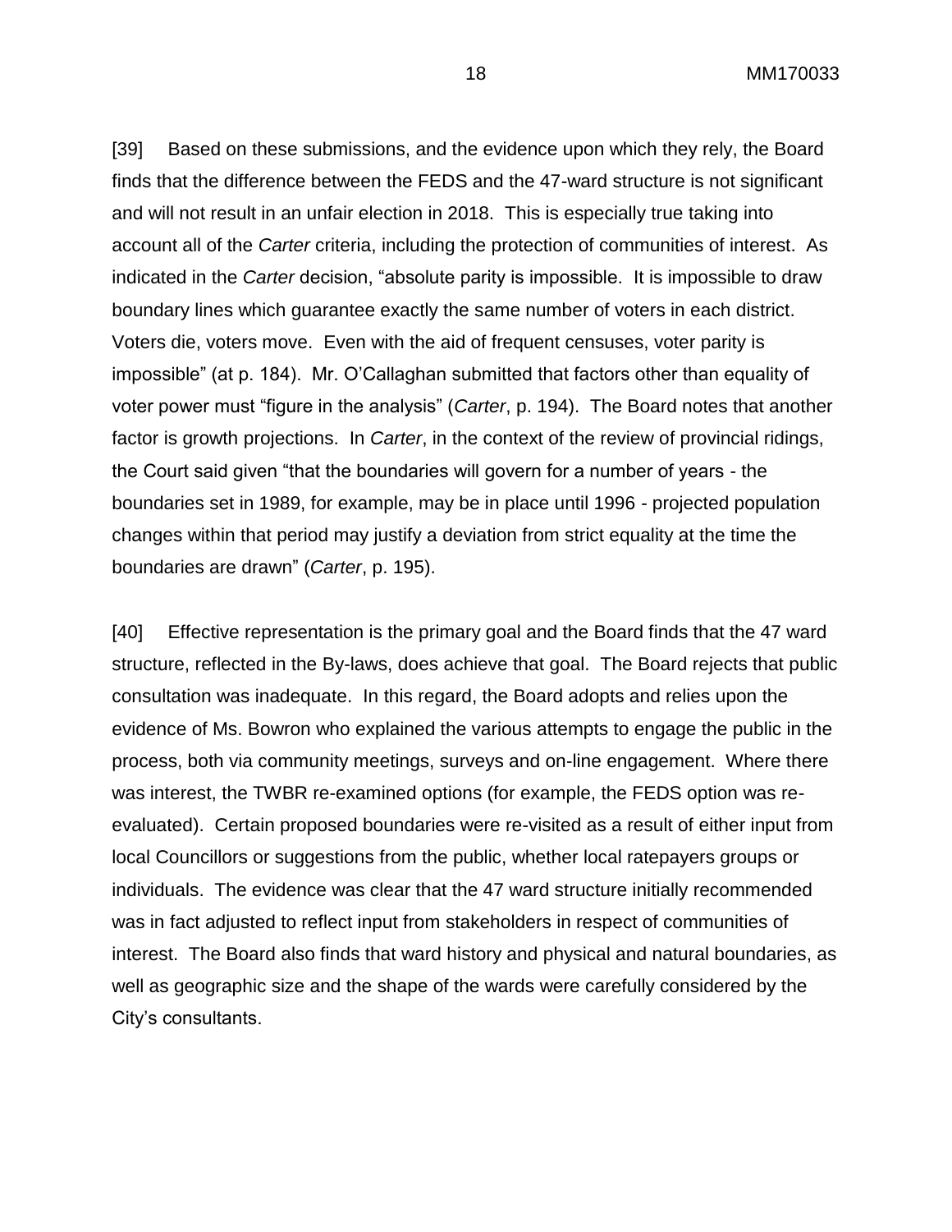[39] Based on these submissions, and the evidence upon which they rely, the Board finds that the difference between the FEDS and the 47-ward structure is not significant and will not result in an unfair election in 2018. This is especially true taking into account all of the *Carter* criteria, including the protection of communities of interest. As indicated in the *Carter* decision, "absolute parity is impossible. It is impossible to draw boundary lines which guarantee exactly the same number of voters in each district. Voters die, voters move. Even with the aid of frequent censuses, voter parity is impossible" (at p. 184). Mr. O'Callaghan submitted that factors other than equality of voter power must "figure in the analysis" (*Carter*, p. 194). The Board notes that another factor is growth projections. In *Carter*, in the context of the review of provincial ridings, the Court said given "that the boundaries will govern for a number of years - the boundaries set in 1989, for example, may be in place until 1996 - projected population changes within that period may justify a deviation from strict equality at the time the boundaries are drawn" (*Carter*, p. 195).

[40] Effective representation is the primary goal and the Board finds that the 47 ward structure, reflected in the By-laws, does achieve that goal. The Board rejects that public consultation was inadequate. In this regard, the Board adopts and relies upon the evidence of Ms. Bowron who explained the various attempts to engage the public in the process, both via community meetings, surveys and on-line engagement. Where there was interest, the TWBR re-examined options (for example, the FEDS option was re-evaluated). Certain proposed boundaries were re-visited as a result of either input from local Councillors or suggestions from the public, whether local ratepayers groups or individuals. The evidence was clear that the 47 ward structure initially recommended was in fact adjusted to reflect input from stakeholders in respect of communities of interest. The Board also finds that ward history and physical and natural boundaries, as well as geographic size and the shape of the wards were carefully considered by the City's consultants.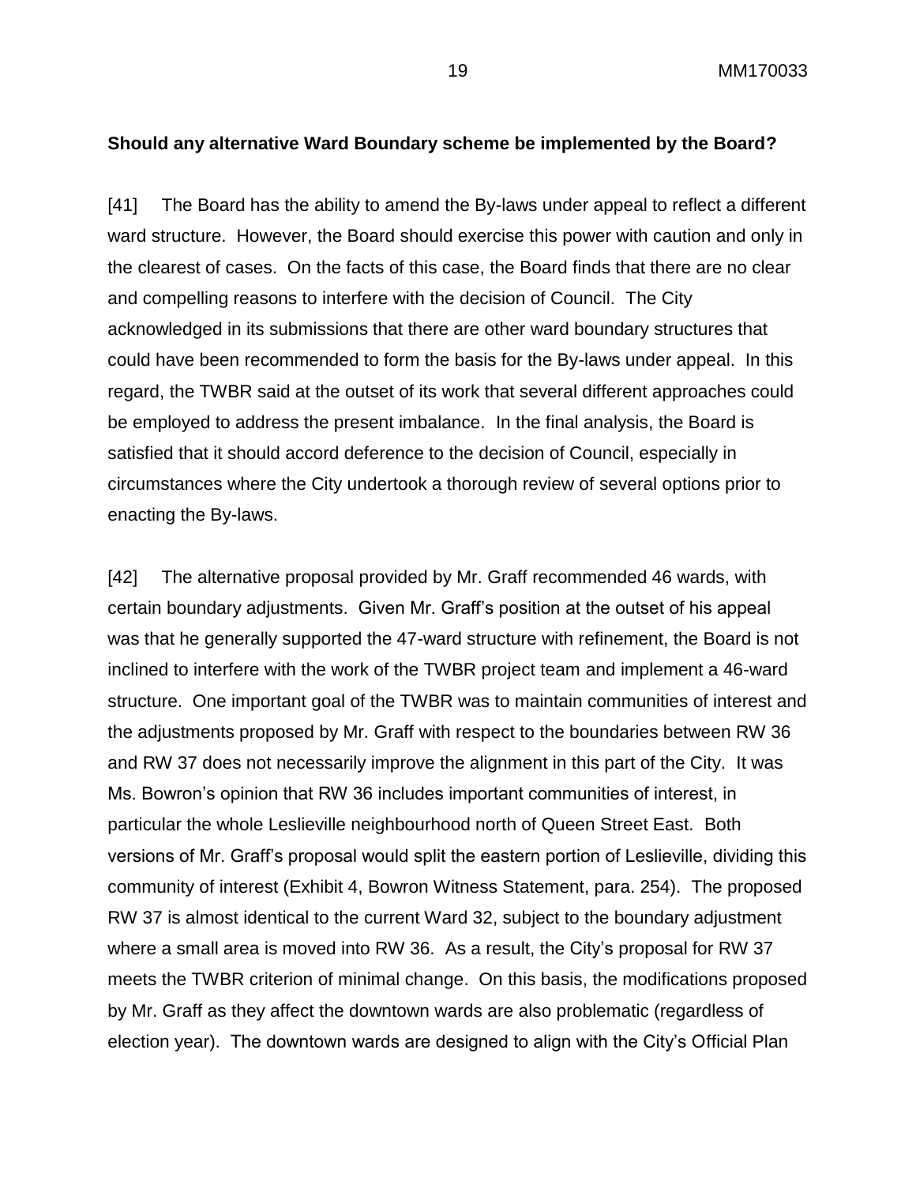**Should any alternative Ward Boundary scheme be implemented by the Board?**

[41] The Board has the ability to amend the By-laws under appeal to reflect a different ward structure. However, the Board should exercise this power with caution and only in the clearest of cases. On the facts of this case, the Board finds that there are no clear and compelling reasons to interfere with the decision of Council. The City acknowledged in its submissions that there are other ward boundary structures that could have been recommended to form the basis for the By-laws under appeal. In this regard, the TWBR said at the outset of its work that several different approaches could be employed to address the present imbalance. In the final analysis, the Board is satisfied that it should accord deference to the decision of Council, especially in circumstances where the City undertook a thorough review of several options prior to enacting the By-laws.

[42] The alternative proposal provided by Mr. Graff recommended 46 wards, with certain boundary adjustments. Given Mr. Graff's position at the outset of his appeal was that he generally supported the 47-ward structure with refinement, the Board is not inclined to interfere with the work of the TWBR project team and implement a 46-ward structure. One important goal of the TWBR was to maintain communities of interest and the adjustments proposed by Mr. Graff with respect to the boundaries between RW 36 and RW 37 does not necessarily improve the alignment in this part of the City. It was Ms. Bowron's opinion that RW 36 includes important communities of interest, in particular the whole Leslieville neighbourhood north of Queen Street East. Both versions of Mr. Graff's proposal would split the eastern portion of Leslieville, dividing this community of interest (Exhibit 4, Bowron Witness Statement, para. 254). The proposed RW 37 is almost identical to the current Ward 32, subject to the boundary adjustment where a small area is moved into RW 36. As a result, the City's proposal for RW 37 meets the TWBR criterion of minimal change. On this basis, the modifications proposed by Mr. Graff as they affect the downtown wards are also problematic (regardless of election year). The downtown wards are designed to align with the City's Official Plan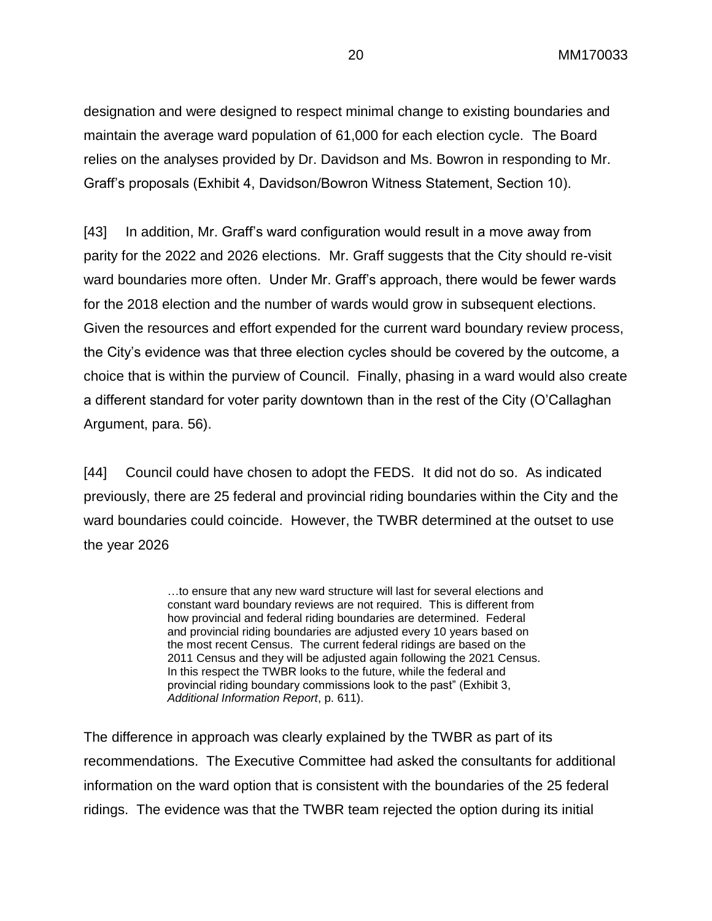designation and were designed to respect minimal change to existing boundaries and maintain the average ward population of 61,000 for each election cycle. The Board relies on the analyses provided by Dr. Davidson and Ms. Bowron in responding to Mr. Graff's proposals (Exhibit 4, Davidson/Bowron Witness Statement, Section 10).

[43] In addition, Mr. Graff's ward configuration would result in a move away from parity for the 2022 and 2026 elections. Mr. Graff suggests that the City should re-visit ward boundaries more often. Under Mr. Graff's approach, there would be fewer wards for the 2018 election and the number of wards would grow in subsequent elections. Given the resources and effort expended for the current ward boundary review process, the City's evidence was that three election cycles should be covered by the outcome, a choice that is within the purview of Council. Finally, phasing in a ward would also create a different standard for voter parity downtown than in the rest of the City (O'Callaghan Argument, para. 56).

[44] Council could have chosen to adopt the FEDS. It did not do so. As indicated previously, there are 25 federal and provincial riding boundaries within the City and the ward boundaries could coincide. However, the TWBR determined at the outset to use the year 2026

> …to ensure that any new ward structure will last for several elections and constant ward boundary reviews are not required. This is different from how provincial and federal riding boundaries are determined. Federal and provincial riding boundaries are adjusted every 10 years based on the most recent Census. The current federal ridings are based on the 2011 Census and they will be adjusted again following the 2021 Census. In this respect the TWBR looks to the future, while the federal and provincial riding boundary commissions look to the past" (Exhibit 3, *Additional Information Report*, p. 611).

The difference in approach was clearly explained by the TWBR as part of its recommendations. The Executive Committee had asked the consultants for additional information on the ward option that is consistent with the boundaries of the 25 federal ridings. The evidence was that the TWBR team rejected the option during its initial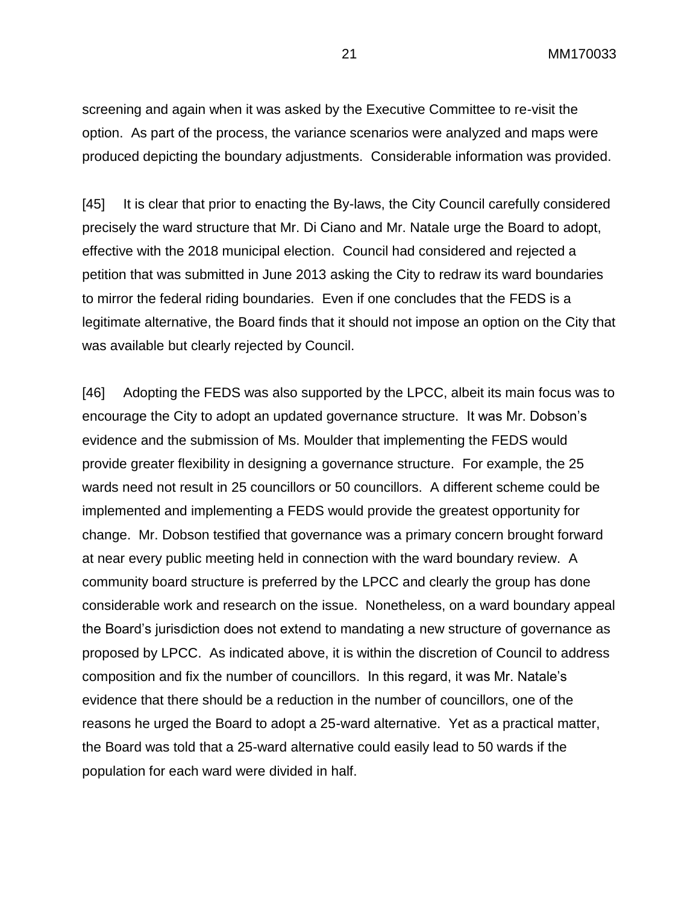screening and again when it was asked by the Executive Committee to re-visit the option. As part of the process, the variance scenarios were analyzed and maps were produced depicting the boundary adjustments. Considerable information was provided.

[45] It is clear that prior to enacting the By-laws, the City Council carefully considered precisely the ward structure that Mr. Di Ciano and Mr. Natale urge the Board to adopt, effective with the 2018 municipal election. Council had considered and rejected a petition that was submitted in June 2013 asking the City to redraw its ward boundaries to mirror the federal riding boundaries. Even if one concludes that the FEDS is a legitimate alternative, the Board finds that it should not impose an option on the City that was available but clearly rejected by Council.

[46] Adopting the FEDS was also supported by the LPCC, albeit its main focus was to encourage the City to adopt an updated governance structure. It was Mr. Dobson's evidence and the submission of Ms. Moulder that implementing the FEDS would provide greater flexibility in designing a governance structure. For example, the 25 wards need not result in 25 councillors or 50 councillors. A different scheme could be implemented and implementing a FEDS would provide the greatest opportunity for change. Mr. Dobson testified that governance was a primary concern brought forward at near every public meeting held in connection with the ward boundary review. A community board structure is preferred by the LPCC and clearly the group has done considerable work and research on the issue. Nonetheless, on a ward boundary appeal the Board's jurisdiction does not extend to mandating a new structure of governance as proposed by LPCC. As indicated above, it is within the discretion of Council to address composition and fix the number of councillors. In this regard, it was Mr. Natale's evidence that there should be a reduction in the number of councillors, one of the reasons he urged the Board to adopt a 25-ward alternative. Yet as a practical matter, the Board was told that a 25-ward alternative could easily lead to 50 wards if the population for each ward were divided in half.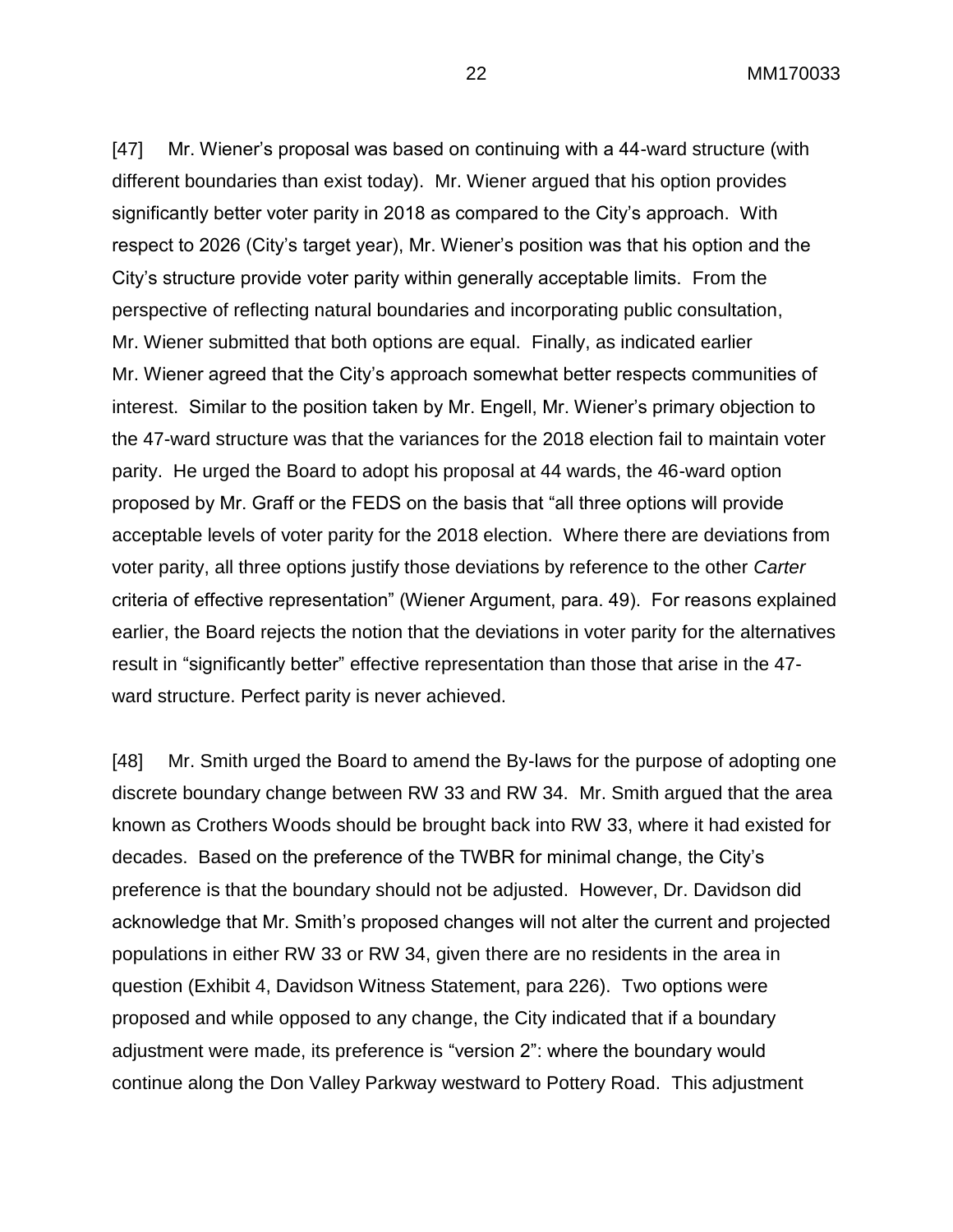[47] Mr. Wiener's proposal was based on continuing with a 44-ward structure (with different boundaries than exist today). Mr. Wiener argued that his option provides significantly better voter parity in 2018 as compared to the City's approach. With respect to 2026 (City's target year), Mr. Wiener's position was that his option and the City's structure provide voter parity within generally acceptable limits. From the perspective of reflecting natural boundaries and incorporating public consultation, Mr. Wiener submitted that both options are equal. Finally, as indicated earlier Mr. Wiener agreed that the City's approach somewhat better respects communities of interest. Similar to the position taken by Mr. Engell, Mr. Wiener's primary objection to the 47-ward structure was that the variances for the 2018 election fail to maintain voter parity. He urged the Board to adopt his proposal at 44 wards, the 46-ward option proposed by Mr. Graff or the FEDS on the basis that "all three options will provide acceptable levels of voter parity for the 2018 election. Where there are deviations from voter parity, all three options justify those deviations by reference to the other *Carter* criteria of effective representation" (Wiener Argument, para. 49). For reasons explained earlier, the Board rejects the notion that the deviations in voter parity for the alternatives result in "significantly better" effective representation than those that arise in the 47-ward structure. Perfect parity is never achieved.

[48] Mr. Smith urged the Board to amend the By-laws for the purpose of adopting one discrete boundary change between RW 33 and RW 34. Mr. Smith argued that the area known as Crothers Woods should be brought back into RW 33, where it had existed for decades. Based on the preference of the TWBR for minimal change, the City's preference is that the boundary should not be adjusted. However, Dr. Davidson did acknowledge that Mr. Smith's proposed changes will not alter the current and projected populations in either RW 33 or RW 34, given there are no residents in the area in question (Exhibit 4, Davidson Witness Statement, para 226). Two options were proposed and while opposed to any change, the City indicated that if a boundary adjustment were made, its preference is "version 2": where the boundary would continue along the Don Valley Parkway westward to Pottery Road. This adjustment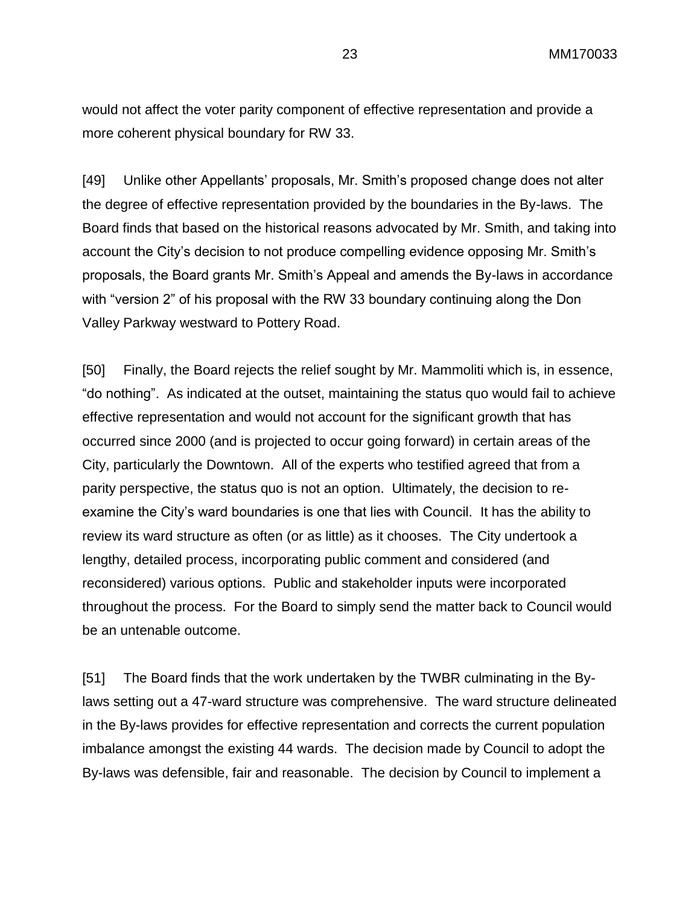would not affect the voter parity component of effective representation and provide a more coherent physical boundary for RW 33.

[49] Unlike other Appellants' proposals, Mr. Smith's proposed change does not alter the degree of effective representation provided by the boundaries in the By-laws. The Board finds that based on the historical reasons advocated by Mr. Smith, and taking into account the City's decision to not produce compelling evidence opposing Mr. Smith's proposals, the Board grants Mr. Smith's Appeal and amends the By-laws in accordance with "version 2" of his proposal with the RW 33 boundary continuing along the Don Valley Parkway westward to Pottery Road.

[50] Finally, the Board rejects the relief sought by Mr. Mammoliti which is, in essence, "do nothing". As indicated at the outset, maintaining the status quo would fail to achieve effective representation and would not account for the significant growth that has occurred since 2000 (and is projected to occur going forward) in certain areas of the City, particularly the Downtown. All of the experts who testified agreed that from a parity perspective, the status quo is not an option. Ultimately, the decision to re-examine the City's ward boundaries is one that lies with Council. It has the ability to review its ward structure as often (or as little) as it chooses. The City undertook a lengthy, detailed process, incorporating public comment and considered (and reconsidered) various options. Public and stakeholder inputs were incorporated throughout the process. For the Board to simply send the matter back to Council would be an untenable outcome.

[51] The Board finds that the work undertaken by the TWBR culminating in the By-laws setting out a 47-ward structure was comprehensive. The ward structure delineated in the By-laws provides for effective representation and corrects the current population imbalance amongst the existing 44 wards. The decision made by Council to adopt the By-laws was defensible, fair and reasonable. The decision by Council to implement a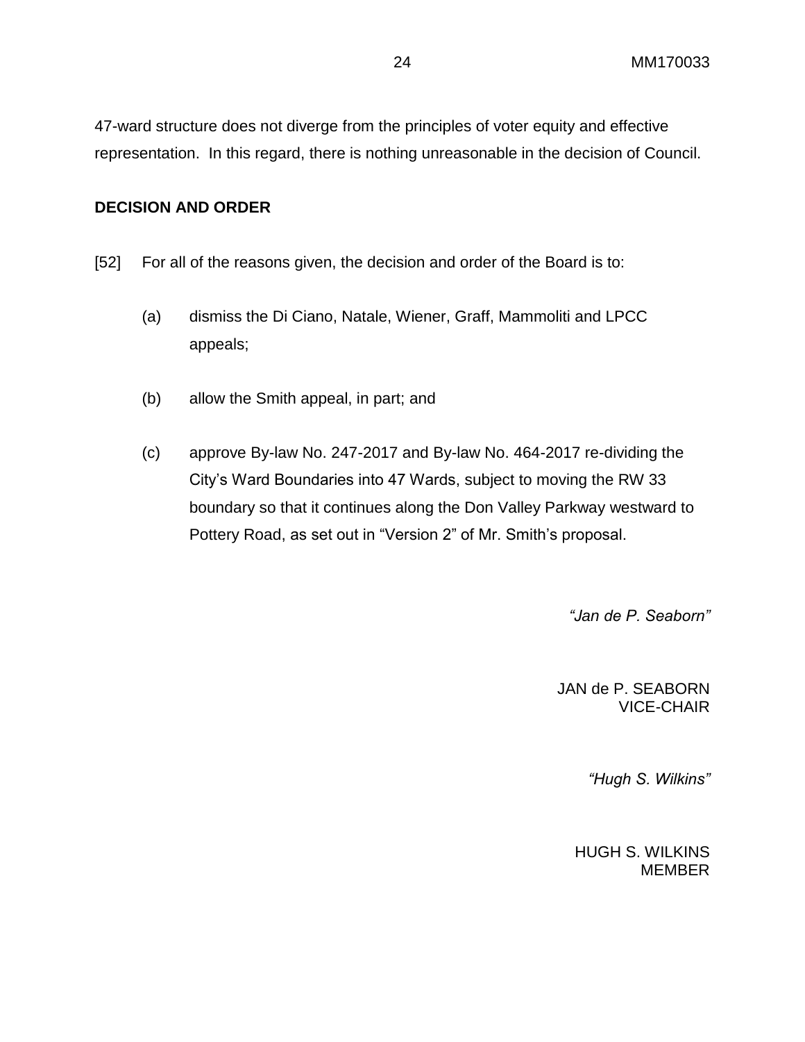47-ward structure does not diverge from the principles of voter equity and effective representation. In this regard, there is nothing unreasonable in the decision of Council.

## DECISION AND ORDER

[52] For all of the reasons given, the decision and order of the Board is to:

(a) dismiss the Di Ciano, Natale, Wiener, Graff, Mammoliti and LPCC appeals;

(b) allow the Smith appeal, in part; and

(c) approve By-law No. 247-2017 and By-law No. 464-2017 re-dividing the City's Ward Boundaries into 47 Wards, subject to moving the RW 33 boundary so that it continues along the Don Valley Parkway westward to Pottery Road, as set out in "Version 2" of Mr. Smith's proposal.

*"Jan de P. Seaborn"*

JAN de P. SEABORN
VICE-CHAIR

*"Hugh S. Wilkins"*

HUGH S. WILKINS
MEMBER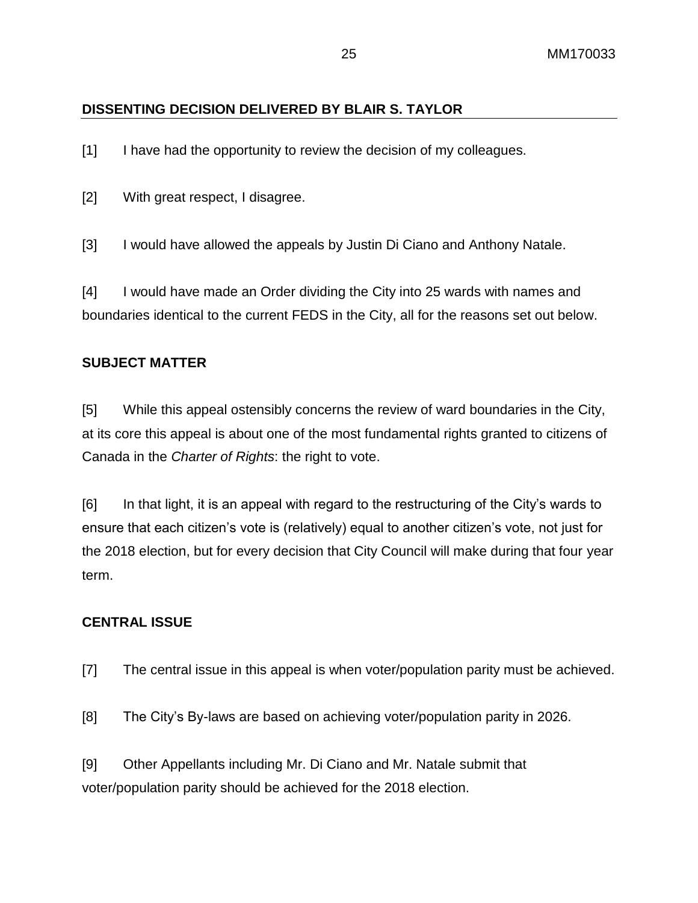## DISSENTING DECISION DELIVERED BY BLAIR S. TAYLOR

[1] I have had the opportunity to review the decision of my colleagues.

[2] With great respect, I disagree.

[3] I would have allowed the appeals by Justin Di Ciano and Anthony Natale.

[4] I would have made an Order dividing the City into 25 wards with names and boundaries identical to the current FEDS in the City, all for the reasons set out below.

## SUBJECT MATTER

[5] While this appeal ostensibly concerns the review of ward boundaries in the City, at its core this appeal is about one of the most fundamental rights granted to citizens of Canada in the *Charter of Rights*: the right to vote.

[6] In that light, it is an appeal with regard to the restructuring of the City's wards to ensure that each citizen's vote is (relatively) equal to another citizen's vote, not just for the 2018 election, but for every decision that City Council will make during that four year term.

## CENTRAL ISSUE

[7] The central issue in this appeal is when voter/population parity must be achieved.

[8] The City's By-laws are based on achieving voter/population parity in 2026.

[9] Other Appellants including Mr. Di Ciano and Mr. Natale submit that voter/population parity should be achieved for the 2018 election.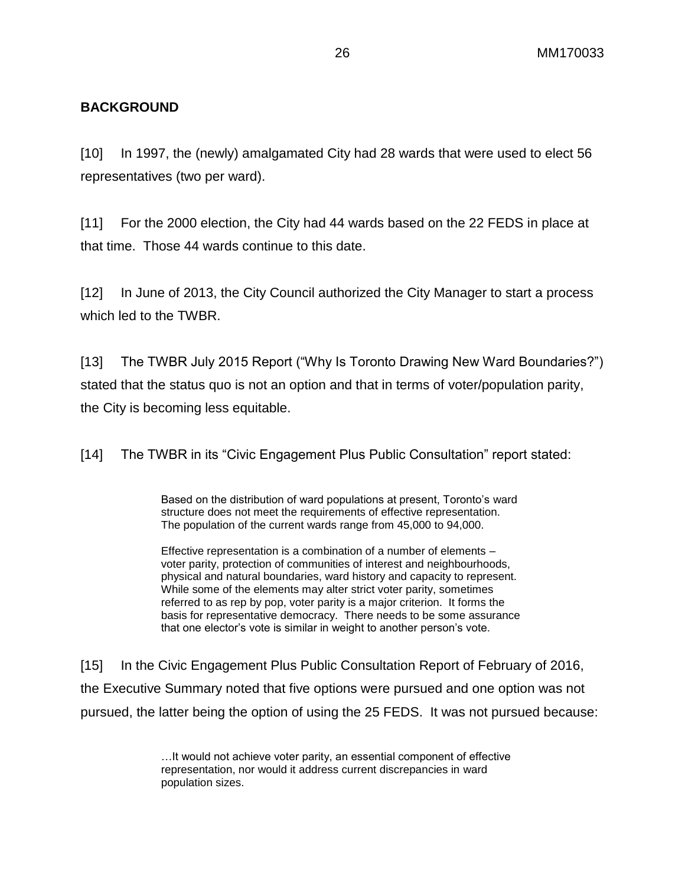## BACKGROUND

[10] In 1997, the (newly) amalgamated City had 28 wards that were used to elect 56 representatives (two per ward).

[11] For the 2000 election, the City had 44 wards based on the 22 FEDS in place at that time. Those 44 wards continue to this date.

[12] In June of 2013, the City Council authorized the City Manager to start a process which led to the TWBR.

[13] The TWBR July 2015 Report ("Why Is Toronto Drawing New Ward Boundaries?") stated that the status quo is not an option and that in terms of voter/population parity, the City is becoming less equitable.

[14] The TWBR in its "Civic Engagement Plus Public Consultation" report stated:

> Based on the distribution of ward populations at present, Toronto's ward structure does not meet the requirements of effective representation. The population of the current wards range from 45,000 to 94,000.
>
> Effective representation is a combination of a number of elements – voter parity, protection of communities of interest and neighbourhoods, physical and natural boundaries, ward history and capacity to represent. While some of the elements may alter strict voter parity, sometimes referred to as rep by pop, voter parity is a major criterion. It forms the basis for representative democracy. There needs to be some assurance that one elector's vote is similar in weight to another person's vote.

[15] In the Civic Engagement Plus Public Consultation Report of February of 2016, the Executive Summary noted that five options were pursued and one option was not pursued, the latter being the option of using the 25 FEDS. It was not pursued because:

> …It would not achieve voter parity, an essential component of effective representation, nor would it address current discrepancies in ward population sizes.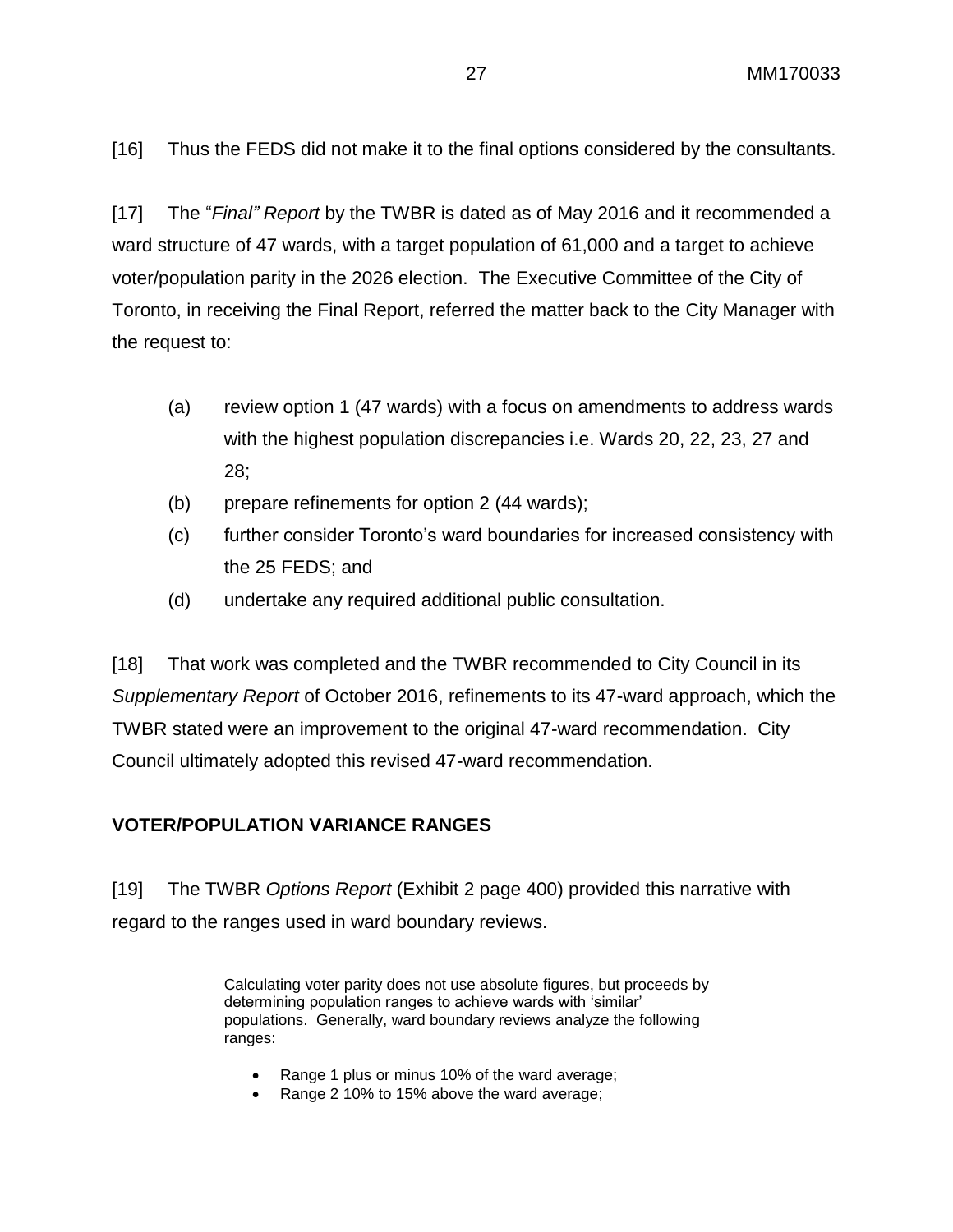[16] Thus the FEDS did not make it to the final options considered by the consultants.

[17] The "*Final" Report* by the TWBR is dated as of May 2016 and it recommended a ward structure of 47 wards, with a target population of 61,000 and a target to achieve voter/population parity in the 2026 election. The Executive Committee of the City of Toronto, in receiving the Final Report, referred the matter back to the City Manager with the request to:

- (a) review option 1 (47 wards) with a focus on amendments to address wards with the highest population discrepancies i.e. Wards 20, 22, 23, 27 and 28;
- (b) prepare refinements for option 2 (44 wards);
- (c) further consider Toronto's ward boundaries for increased consistency with the 25 FEDS; and
- (d) undertake any required additional public consultation.

[18] That work was completed and the TWBR recommended to City Council in its *Supplementary Report* of October 2016, refinements to its 47-ward approach, which the TWBR stated were an improvement to the original 47-ward recommendation. City Council ultimately adopted this revised 47-ward recommendation.

**VOTER/POPULATION VARIANCE RANGES**

[19] The TWBR *Options Report* (Exhibit 2 page 400) provided this narrative with regard to the ranges used in ward boundary reviews.

> Calculating voter parity does not use absolute figures, but proceeds by determining population ranges to achieve wards with 'similar' populations. Generally, ward boundary reviews analyze the following ranges:
>
> - Range 1 plus or minus 10% of the ward average;
> - Range 2 10% to 15% above the ward average;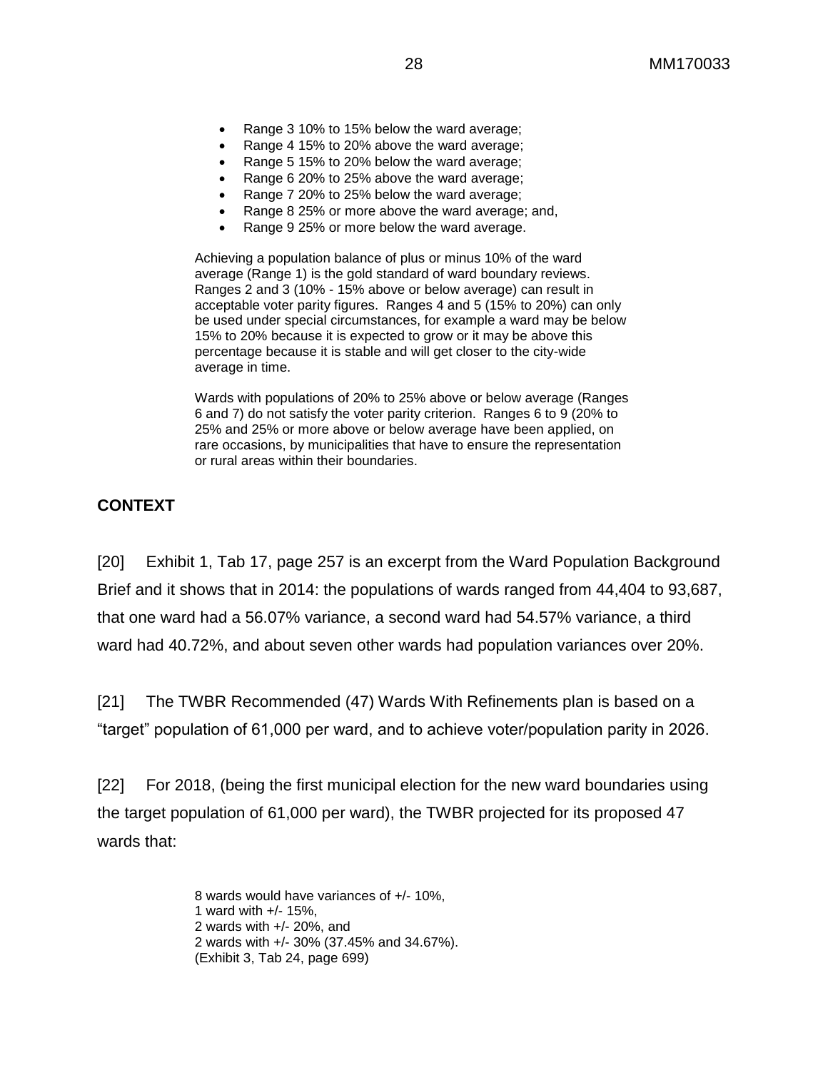- Range 3 10% to 15% below the ward average;
- Range 4 15% to 20% above the ward average;
- Range 5 15% to 20% below the ward average;
- Range 6 20% to 25% above the ward average;
- Range 7 20% to 25% below the ward average;
- Range 8 25% or more above the ward average; and,
- Range 9 25% or more below the ward average.

> Achieving a population balance of plus or minus 10% of the ward average (Range 1) is the gold standard of ward boundary reviews. Ranges 2 and 3 (10% - 15% above or below average) can result in acceptable voter parity figures. Ranges 4 and 5 (15% to 20%) can only be used under special circumstances, for example a ward may be below 15% to 20% because it is expected to grow or it may be above this percentage because it is stable and will get closer to the city-wide average in time.
>
> Wards with populations of 20% to 25% above or below average (Ranges 6 and 7) do not satisfy the voter parity criterion. Ranges 6 to 9 (20% to 25% and 25% or more above or below average have been applied, on rare occasions, by municipalities that have to ensure the representation or rural areas within their boundaries.

## CONTEXT

[20] Exhibit 1, Tab 17, page 257 is an excerpt from the Ward Population Background Brief and it shows that in 2014: the populations of wards ranged from 44,404 to 93,687, that one ward had a 56.07% variance, a second ward had 54.57% variance, a third ward had 40.72%, and about seven other wards had population variances over 20%.

[21] The TWBR Recommended (47) Wards With Refinements plan is based on a "target" population of 61,000 per ward, and to achieve voter/population parity in 2026.

[22] For 2018, (being the first municipal election for the new ward boundaries using the target population of 61,000 per ward), the TWBR projected for its proposed 47 wards that:

> 8 wards would have variances of +/- 10%,
> 1 ward with +/- 15%,
> 2 wards with +/- 20%, and
> 2 wards with +/- 30% (37.45% and 34.67%).
> (Exhibit 3, Tab 24, page 699)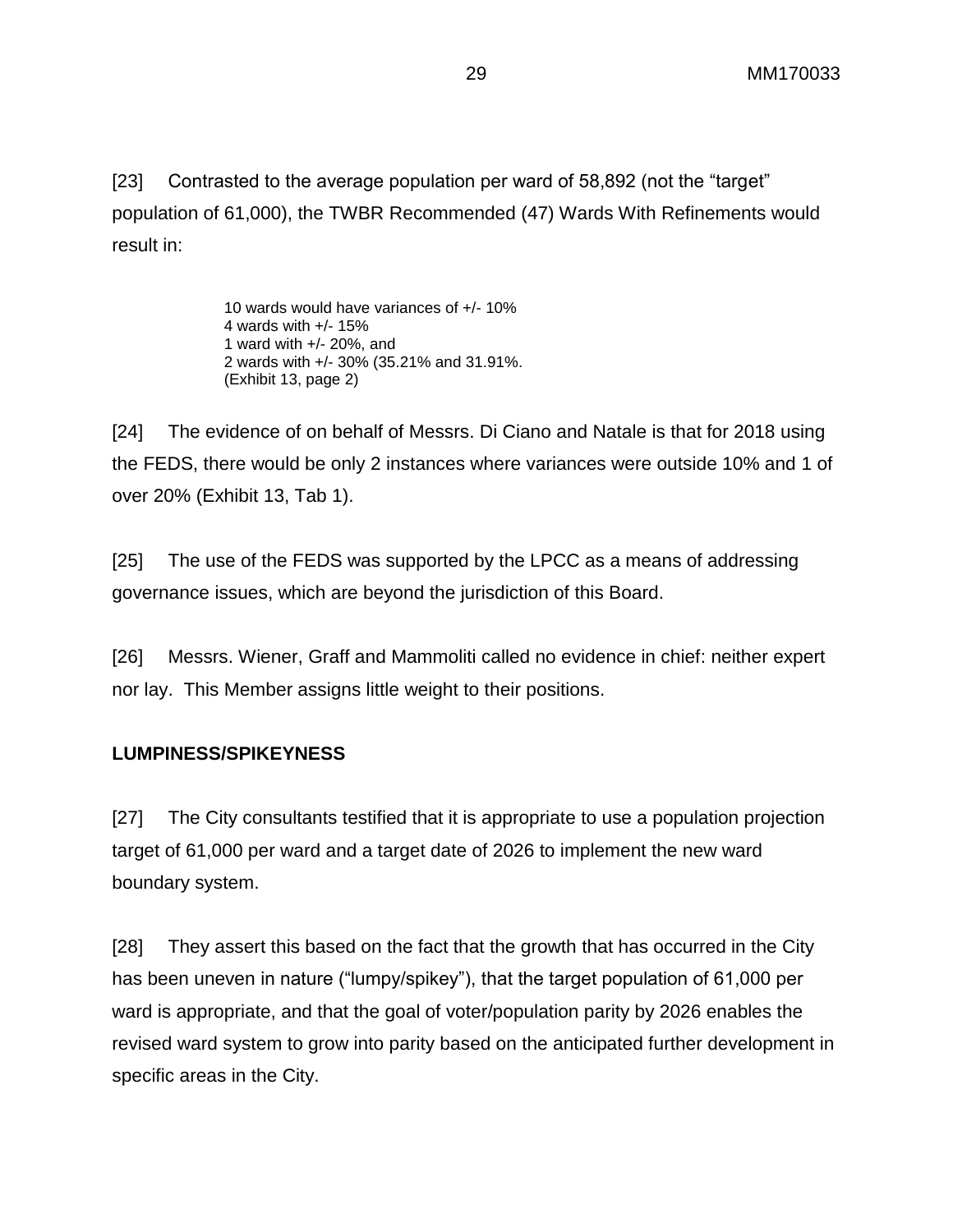[23] Contrasted to the average population per ward of 58,892 (not the "target" population of 61,000), the TWBR Recommended (47) Wards With Refinements would result in:

> 10 wards would have variances of +/- 10%
> 4 wards with +/- 15%
> 1 ward with +/- 20%, and
> 2 wards with +/- 30% (35.21% and 31.91%.
> (Exhibit 13, page 2)

[24] The evidence of on behalf of Messrs. Di Ciano and Natale is that for 2018 using the FEDS, there would be only 2 instances where variances were outside 10% and 1 of over 20% (Exhibit 13, Tab 1).

[25] The use of the FEDS was supported by the LPCC as a means of addressing governance issues, which are beyond the jurisdiction of this Board.

[26] Messrs. Wiener, Graff and Mammoliti called no evidence in chief: neither expert nor lay. This Member assigns little weight to their positions.

**LUMPINESS/SPIKEYNESS**

[27] The City consultants testified that it is appropriate to use a population projection target of 61,000 per ward and a target date of 2026 to implement the new ward boundary system.

[28] They assert this based on the fact that the growth that has occurred in the City has been uneven in nature ("lumpy/spikey"), that the target population of 61,000 per ward is appropriate, and that the goal of voter/population parity by 2026 enables the revised ward system to grow into parity based on the anticipated further development in specific areas in the City.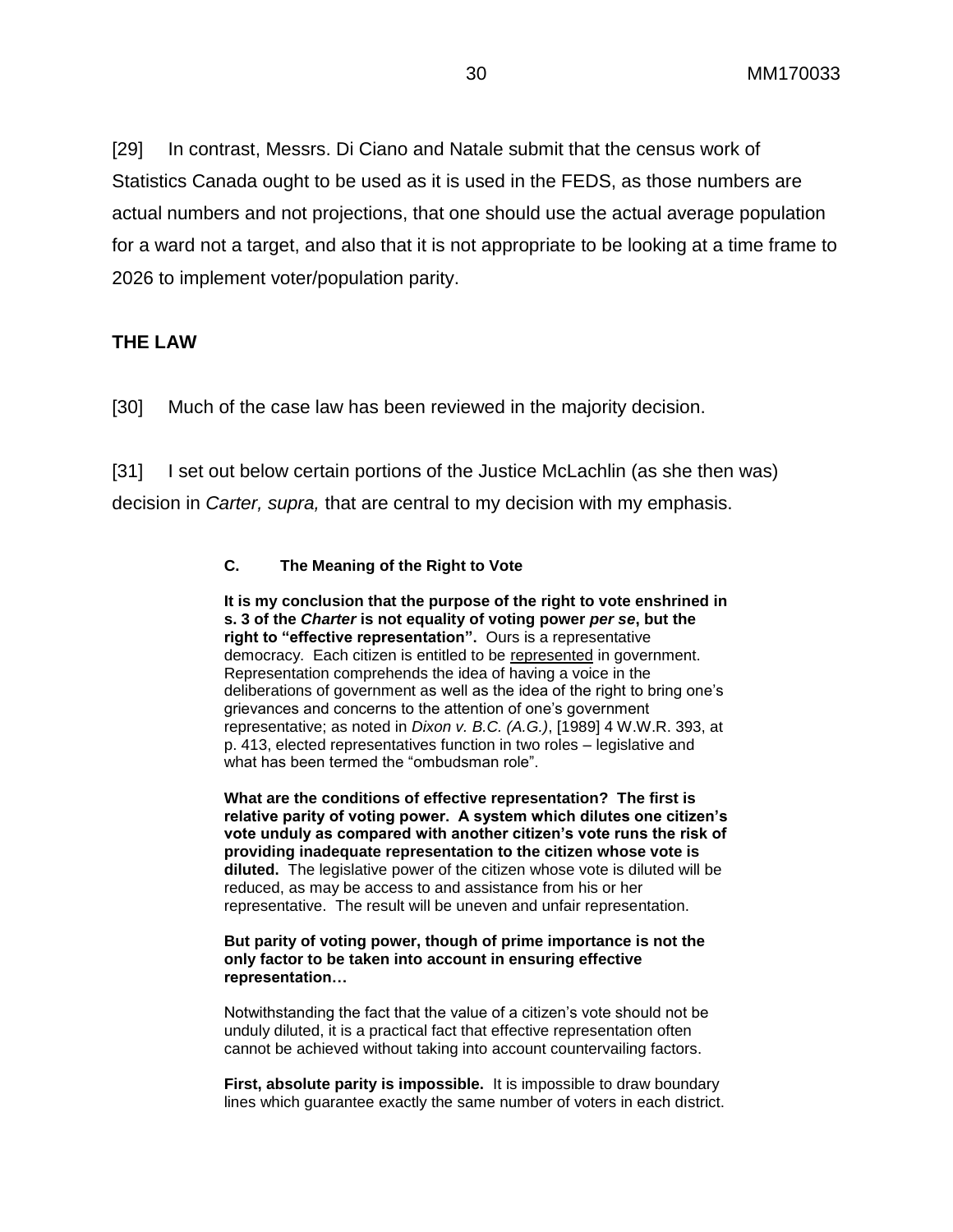[29] In contrast, Messrs. Di Ciano and Natale submit that the census work of Statistics Canada ought to be used as it is used in the FEDS, as those numbers are actual numbers and not projections, that one should use the actual average population for a ward not a target, and also that it is not appropriate to be looking at a time frame to 2026 to implement voter/population parity.

## THE LAW

[30] Much of the case law has been reviewed in the majority decision.

[31] I set out below certain portions of the Justice McLachlin (as she then was) decision in *Carter, supra,* that are central to my decision with my emphasis.

> **C. The Meaning of the Right to Vote**
>
> **It is my conclusion that the purpose of the right to vote enshrined in s. 3 of the *Charter* is not equality of voting power *per se*, but the right to "effective representation".** Ours is a representative democracy. Each citizen is entitled to be <u>represented</u> in government. Representation comprehends the idea of having a voice in the deliberations of government as well as the idea of the right to bring one's grievances and concerns to the attention of one's government representative; as noted in *Dixon v. B.C. (A.G.)*, [1989] 4 W.W.R. 393, at p. 413, elected representatives function in two roles – legislative and what has been termed the "ombudsman role".
>
> **What are the conditions of effective representation? The first is relative parity of voting power. A system which dilutes one citizen's vote unduly as compared with another citizen's vote runs the risk of providing inadequate representation to the citizen whose vote is diluted.** The legislative power of the citizen whose vote is diluted will be reduced, as may be access to and assistance from his or her representative. The result will be uneven and unfair representation.
>
> **But parity of voting power, though of prime importance is not the only factor to be taken into account in ensuring effective representation…**
>
> Notwithstanding the fact that the value of a citizen's vote should not be unduly diluted, it is a practical fact that effective representation often cannot be achieved without taking into account countervailing factors.
>
> **First, absolute parity is impossible.** It is impossible to draw boundary lines which guarantee exactly the same number of voters in each district.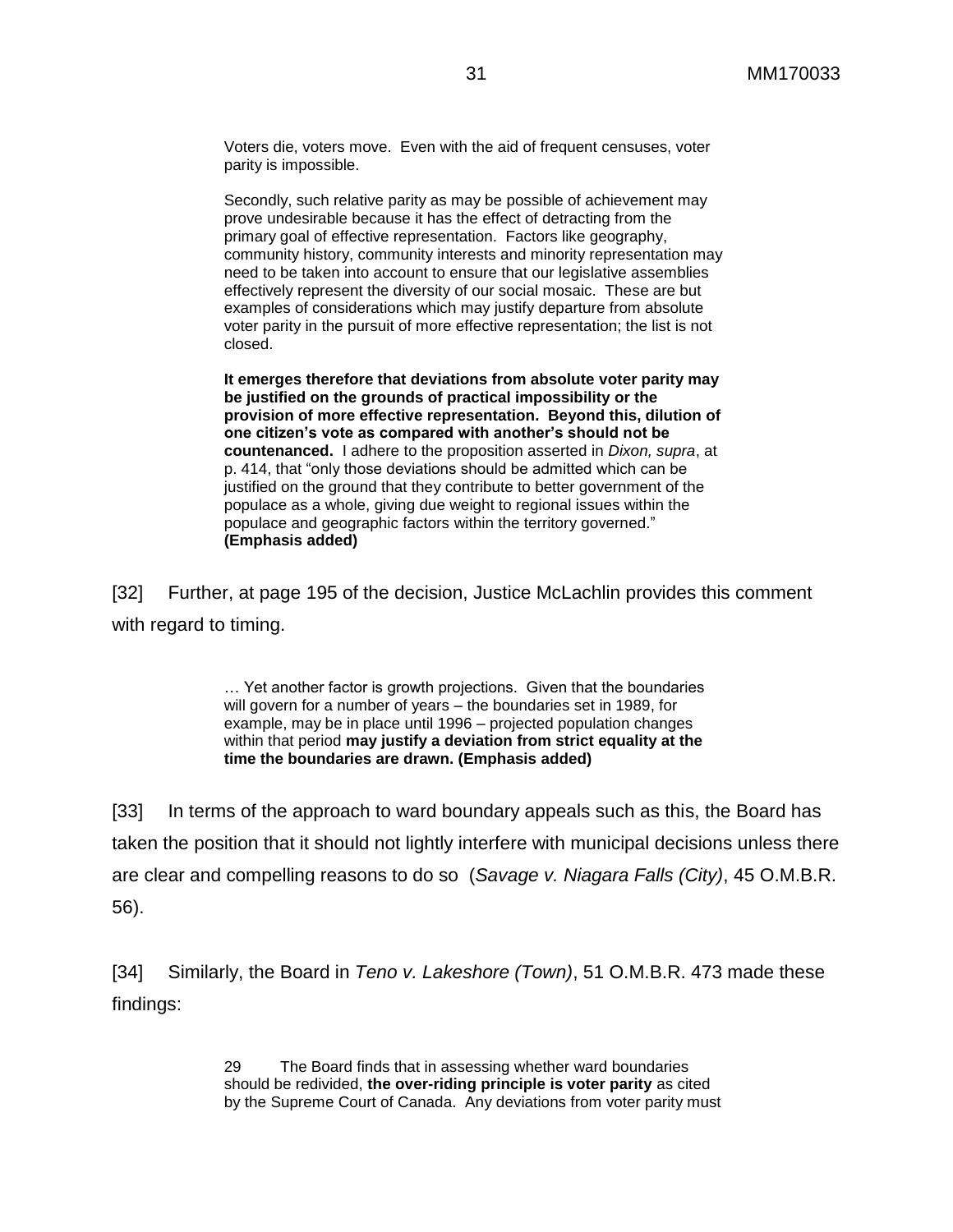> Voters die, voters move. Even with the aid of frequent censuses, voter parity is impossible.
>
> Secondly, such relative parity as may be possible of achievement may prove undesirable because it has the effect of detracting from the primary goal of effective representation. Factors like geography, community history, community interests and minority representation may need to be taken into account to ensure that our legislative assemblies effectively represent the diversity of our social mosaic. These are but examples of considerations which may justify departure from absolute voter parity in the pursuit of more effective representation; the list is not closed.
>
> **It emerges therefore that deviations from absolute voter parity may be justified on the grounds of practical impossibility or the provision of more effective representation. Beyond this, dilution of one citizen's vote as compared with another's should not be countenanced.** I adhere to the proposition asserted in *Dixon, supra*, at p. 414, that "only those deviations should be admitted which can be justified on the ground that they contribute to better government of the populace as a whole, giving due weight to regional issues within the populace and geographic factors within the territory governed." **(Emphasis added)**

[32] Further, at page 195 of the decision, Justice McLachlin provides this comment with regard to timing.

> … Yet another factor is growth projections. Given that the boundaries will govern for a number of years – the boundaries set in 1989, for example, may be in place until 1996 – projected population changes within that period **may justify a deviation from strict equality at the time the boundaries are drawn. (Emphasis added)**

[33] In terms of the approach to ward boundary appeals such as this, the Board has taken the position that it should not lightly interfere with municipal decisions unless there are clear and compelling reasons to do so (*Savage v. Niagara Falls (City)*, 45 O.M.B.R. 56).

[34] Similarly, the Board in *Teno v. Lakeshore (Town)*, 51 O.M.B.R. 473 made these findings:

> 29 The Board finds that in assessing whether ward boundaries should be redivided, **the over-riding principle is voter parity** as cited by the Supreme Court of Canada. Any deviations from voter parity must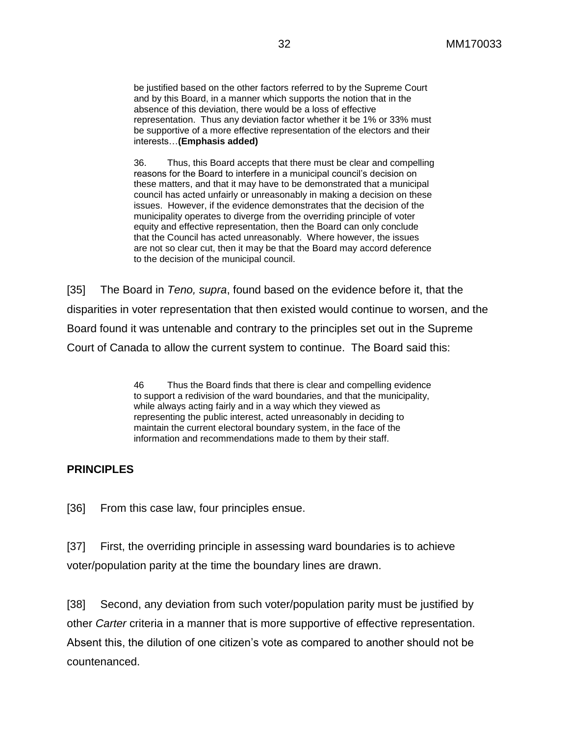> be justified based on the other factors referred to by the Supreme Court and by this Board, in a manner which supports the notion that in the absence of this deviation, there would be a loss of effective representation. Thus any deviation factor whether it be 1% or 33% must be supportive of a more effective representation of the electors and their interests…**(Emphasis added)**
>
> 36. Thus, this Board accepts that there must be clear and compelling reasons for the Board to interfere in a municipal council's decision on these matters, and that it may have to be demonstrated that a municipal council has acted unfairly or unreasonably in making a decision on these issues. However, if the evidence demonstrates that the decision of the municipality operates to diverge from the overriding principle of voter equity and effective representation, then the Board can only conclude that the Council has acted unreasonably. Where however, the issues are not so clear cut, then it may be that the Board may accord deference to the decision of the municipal council.

[35] The Board in *Teno, supra*, found based on the evidence before it, that the disparities in voter representation that then existed would continue to worsen, and the Board found it was untenable and contrary to the principles set out in the Supreme Court of Canada to allow the current system to continue. The Board said this:

> 46 Thus the Board finds that there is clear and compelling evidence to support a redivision of the ward boundaries, and that the municipality, while always acting fairly and in a way which they viewed as representing the public interest, acted unreasonably in deciding to maintain the current electoral boundary system, in the face of the information and recommendations made to them by their staff.

## PRINCIPLES

[36] From this case law, four principles ensue.

[37] First, the overriding principle in assessing ward boundaries is to achieve voter/population parity at the time the boundary lines are drawn.

[38] Second, any deviation from such voter/population parity must be justified by other *Carter* criteria in a manner that is more supportive of effective representation. Absent this, the dilution of one citizen's vote as compared to another should not be countenanced.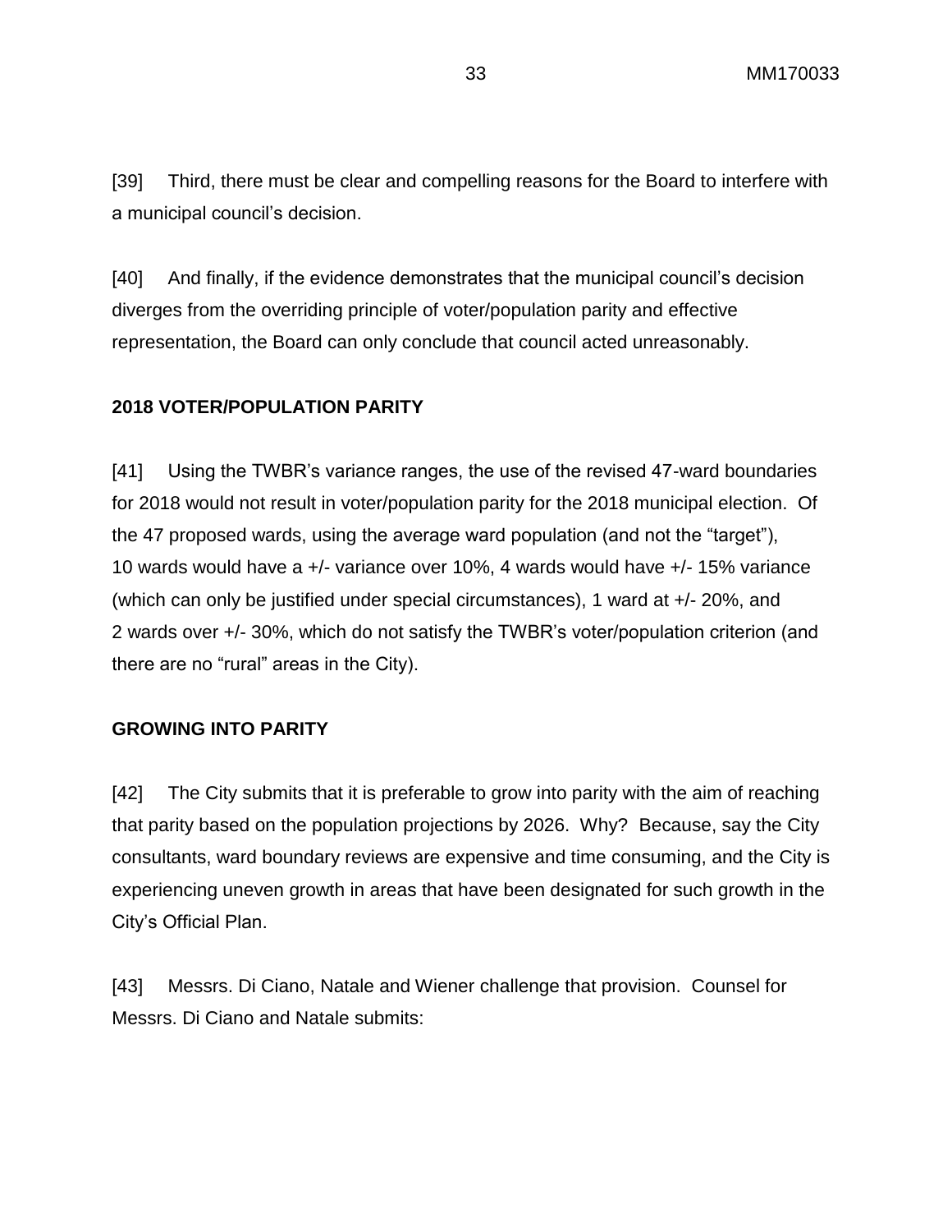[39] Third, there must be clear and compelling reasons for the Board to interfere with a municipal council's decision.

[40] And finally, if the evidence demonstrates that the municipal council's decision diverges from the overriding principle of voter/population parity and effective representation, the Board can only conclude that council acted unreasonably.

**2018 VOTER/POPULATION PARITY**

[41] Using the TWBR's variance ranges, the use of the revised 47-ward boundaries for 2018 would not result in voter/population parity for the 2018 municipal election. Of the 47 proposed wards, using the average ward population (and not the "target"), 10 wards would have a +/- variance over 10%, 4 wards would have +/- 15% variance (which can only be justified under special circumstances), 1 ward at +/- 20%, and 2 wards over +/- 30%, which do not satisfy the TWBR's voter/population criterion (and there are no "rural" areas in the City).

**GROWING INTO PARITY**

[42] The City submits that it is preferable to grow into parity with the aim of reaching that parity based on the population projections by 2026. Why? Because, say the City consultants, ward boundary reviews are expensive and time consuming, and the City is experiencing uneven growth in areas that have been designated for such growth in the City's Official Plan.

[43] Messrs. Di Ciano, Natale and Wiener challenge that provision. Counsel for Messrs. Di Ciano and Natale submits: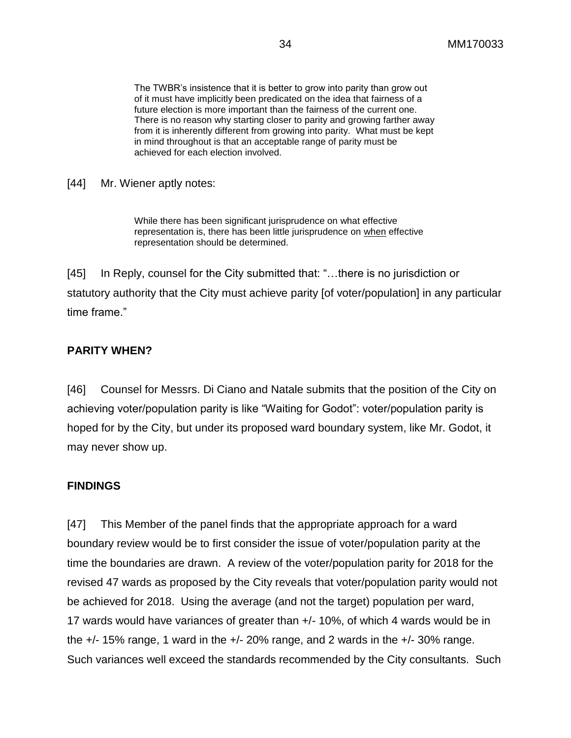> The TWBR's insistence that it is better to grow into parity than grow out of it must have implicitly been predicated on the idea that fairness of a future election is more important than the fairness of the current one. There is no reason why starting closer to parity and growing farther away from it is inherently different from growing into parity. What must be kept in mind throughout is that an acceptable range of parity must be achieved for each election involved.

[44] Mr. Wiener aptly notes:

> While there has been significant jurisprudence on what effective representation is, there has been little jurisprudence on when effective representation should be determined.

[45] In Reply, counsel for the City submitted that: "…there is no jurisdiction or statutory authority that the City must achieve parity [of voter/population] in any particular time frame."

## PARITY WHEN?

[46] Counsel for Messrs. Di Ciano and Natale submits that the position of the City on achieving voter/population parity is like "Waiting for Godot": voter/population parity is hoped for by the City, but under its proposed ward boundary system, like Mr. Godot, it may never show up.

## FINDINGS

[47] This Member of the panel finds that the appropriate approach for a ward boundary review would be to first consider the issue of voter/population parity at the time the boundaries are drawn. A review of the voter/population parity for 2018 for the revised 47 wards as proposed by the City reveals that voter/population parity would not be achieved for 2018. Using the average (and not the target) population per ward, 17 wards would have variances of greater than +/- 10%, of which 4 wards would be in the +/- 15% range, 1 ward in the +/- 20% range, and 2 wards in the +/- 30% range. Such variances well exceed the standards recommended by the City consultants. Such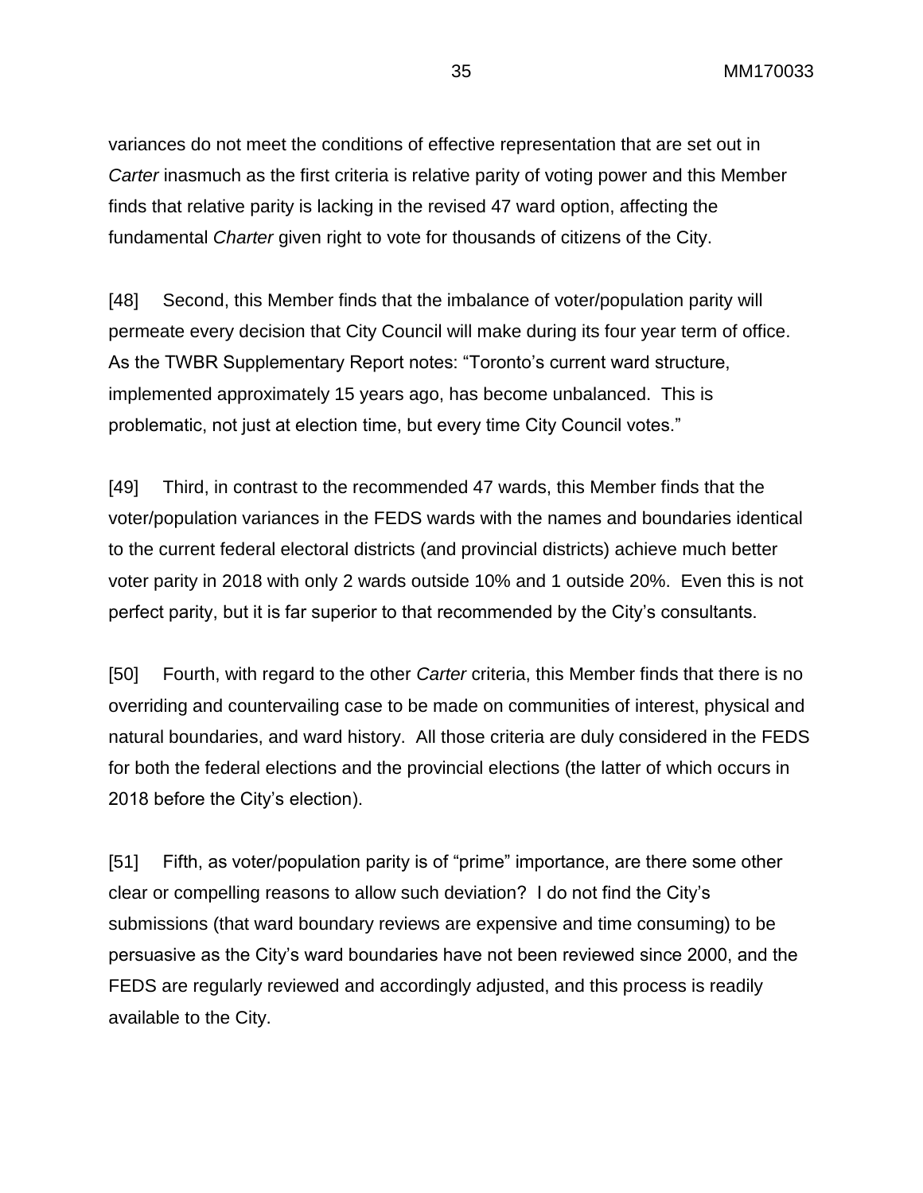variances do not meet the conditions of effective representation that are set out in *Carter* inasmuch as the first criteria is relative parity of voting power and this Member finds that relative parity is lacking in the revised 47 ward option, affecting the fundamental *Charter* given right to vote for thousands of citizens of the City.

[48] Second, this Member finds that the imbalance of voter/population parity will permeate every decision that City Council will make during its four year term of office. As the TWBR Supplementary Report notes: "Toronto's current ward structure, implemented approximately 15 years ago, has become unbalanced. This is problematic, not just at election time, but every time City Council votes."

[49] Third, in contrast to the recommended 47 wards, this Member finds that the voter/population variances in the FEDS wards with the names and boundaries identical to the current federal electoral districts (and provincial districts) achieve much better voter parity in 2018 with only 2 wards outside 10% and 1 outside 20%. Even this is not perfect parity, but it is far superior to that recommended by the City's consultants.

[50] Fourth, with regard to the other *Carter* criteria, this Member finds that there is no overriding and countervailing case to be made on communities of interest, physical and natural boundaries, and ward history. All those criteria are duly considered in the FEDS for both the federal elections and the provincial elections (the latter of which occurs in 2018 before the City's election).

[51] Fifth, as voter/population parity is of "prime" importance, are there some other clear or compelling reasons to allow such deviation? I do not find the City's submissions (that ward boundary reviews are expensive and time consuming) to be persuasive as the City's ward boundaries have not been reviewed since 2000, and the FEDS are regularly reviewed and accordingly adjusted, and this process is readily available to the City.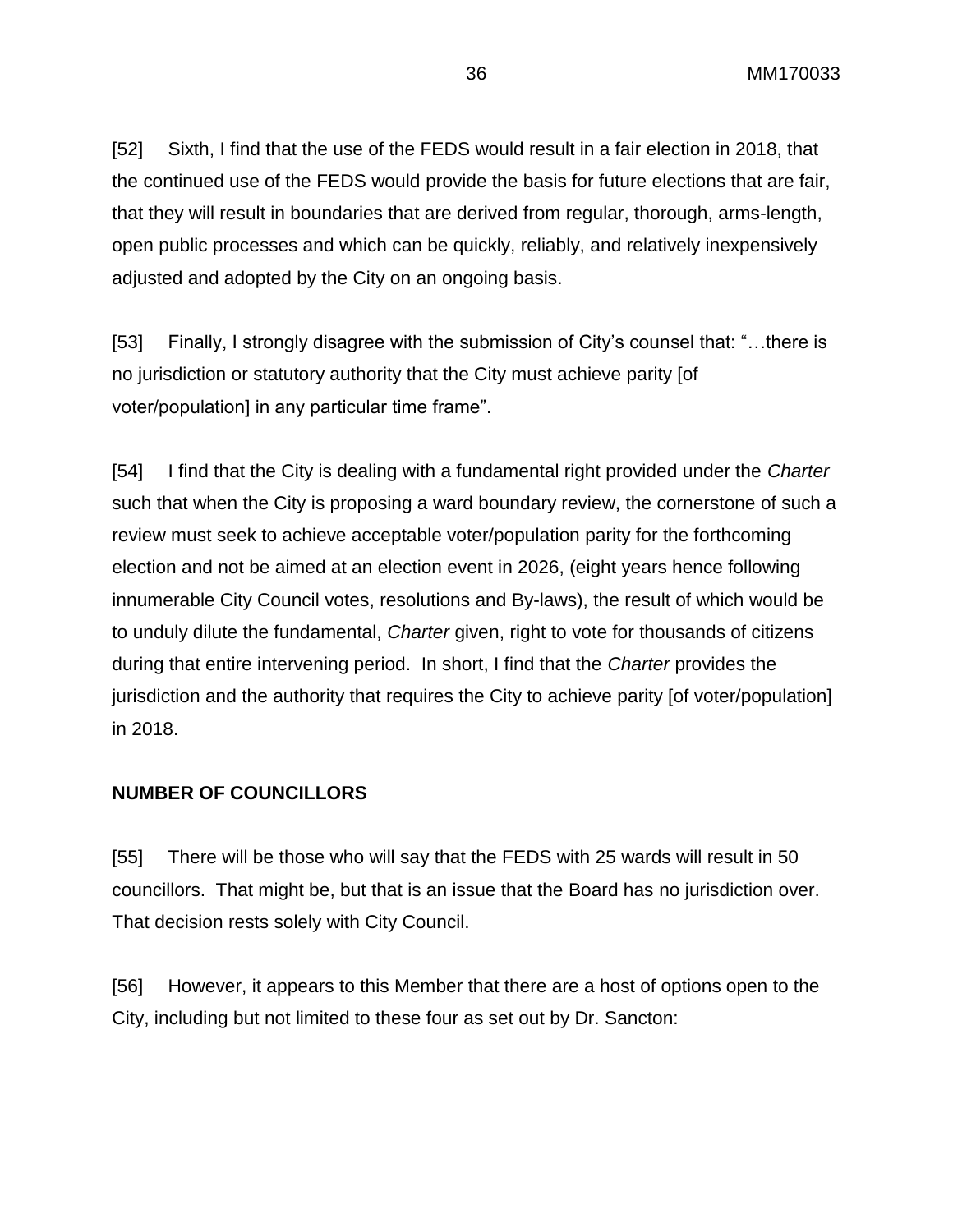[52] Sixth, I find that the use of the FEDS would result in a fair election in 2018, that the continued use of the FEDS would provide the basis for future elections that are fair, that they will result in boundaries that are derived from regular, thorough, arms-length, open public processes and which can be quickly, reliably, and relatively inexpensively adjusted and adopted by the City on an ongoing basis.

[53] Finally, I strongly disagree with the submission of City's counsel that: "…there is no jurisdiction or statutory authority that the City must achieve parity [of voter/population] in any particular time frame".

[54] I find that the City is dealing with a fundamental right provided under the *Charter* such that when the City is proposing a ward boundary review, the cornerstone of such a review must seek to achieve acceptable voter/population parity for the forthcoming election and not be aimed at an election event in 2026, (eight years hence following innumerable City Council votes, resolutions and By-laws), the result of which would be to unduly dilute the fundamental, *Charter* given, right to vote for thousands of citizens during that entire intervening period. In short, I find that the *Charter* provides the jurisdiction and the authority that requires the City to achieve parity [of voter/population] in 2018.

**NUMBER OF COUNCILLORS**

[55] There will be those who will say that the FEDS with 25 wards will result in 50 councillors. That might be, but that is an issue that the Board has no jurisdiction over. That decision rests solely with City Council.

[56] However, it appears to this Member that there are a host of options open to the City, including but not limited to these four as set out by Dr. Sancton: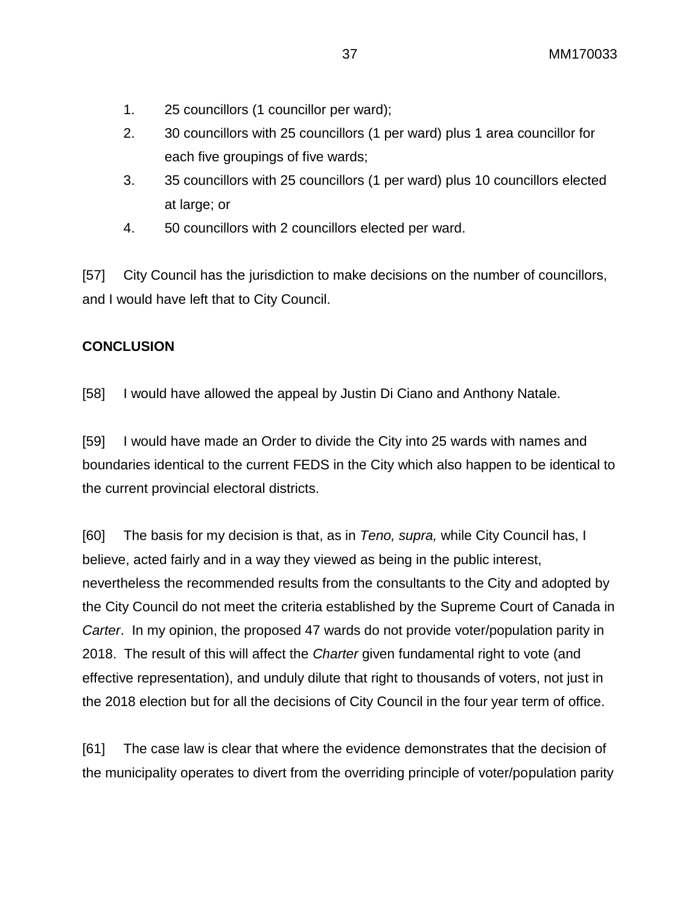1. 25 councillors (1 councillor per ward);
2. 30 councillors with 25 councillors (1 per ward) plus 1 area councillor for each five groupings of five wards;
3. 35 councillors with 25 councillors (1 per ward) plus 10 councillors elected at large; or
4. 50 councillors with 2 councillors elected per ward.

[57] City Council has the jurisdiction to make decisions on the number of councillors, and I would have left that to City Council.

**CONCLUSION**

[58] I would have allowed the appeal by Justin Di Ciano and Anthony Natale.

[59] I would have made an Order to divide the City into 25 wards with names and boundaries identical to the current FEDS in the City which also happen to be identical to the current provincial electoral districts.

[60] The basis for my decision is that, as in *Teno, supra,* while City Council has, I believe, acted fairly and in a way they viewed as being in the public interest, nevertheless the recommended results from the consultants to the City and adopted by the City Council do not meet the criteria established by the Supreme Court of Canada in *Carter*. In my opinion, the proposed 47 wards do not provide voter/population parity in 2018. The result of this will affect the *Charter* given fundamental right to vote (and effective representation), and unduly dilute that right to thousands of voters, not just in the 2018 election but for all the decisions of City Council in the four year term of office.

[61] The case law is clear that where the evidence demonstrates that the decision of the municipality operates to divert from the overriding principle of voter/population parity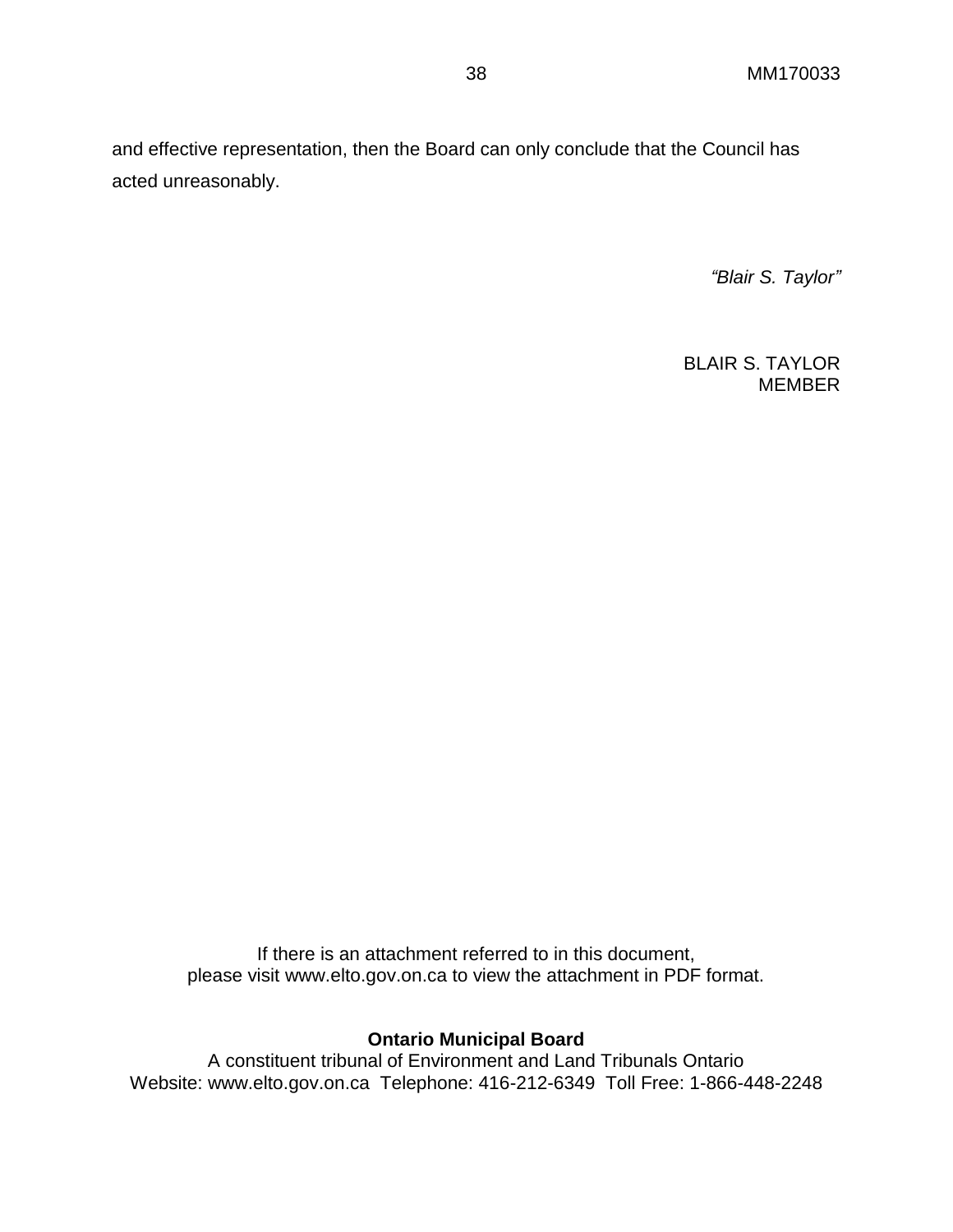and effective representation, then the Board can only conclude that the Council has acted unreasonably.

*"Blair S. Taylor"*

BLAIR S. TAYLOR
MEMBER

If there is an attachment referred to in this document,
please visit www.elto.gov.on.ca to view the attachment in PDF format.

**Ontario Municipal Board**
A constituent tribunal of Environment and Land Tribunals Ontario
Website: www.elto.gov.on.ca Telephone: 416-212-6349 Toll Free: 1-866-448-2248